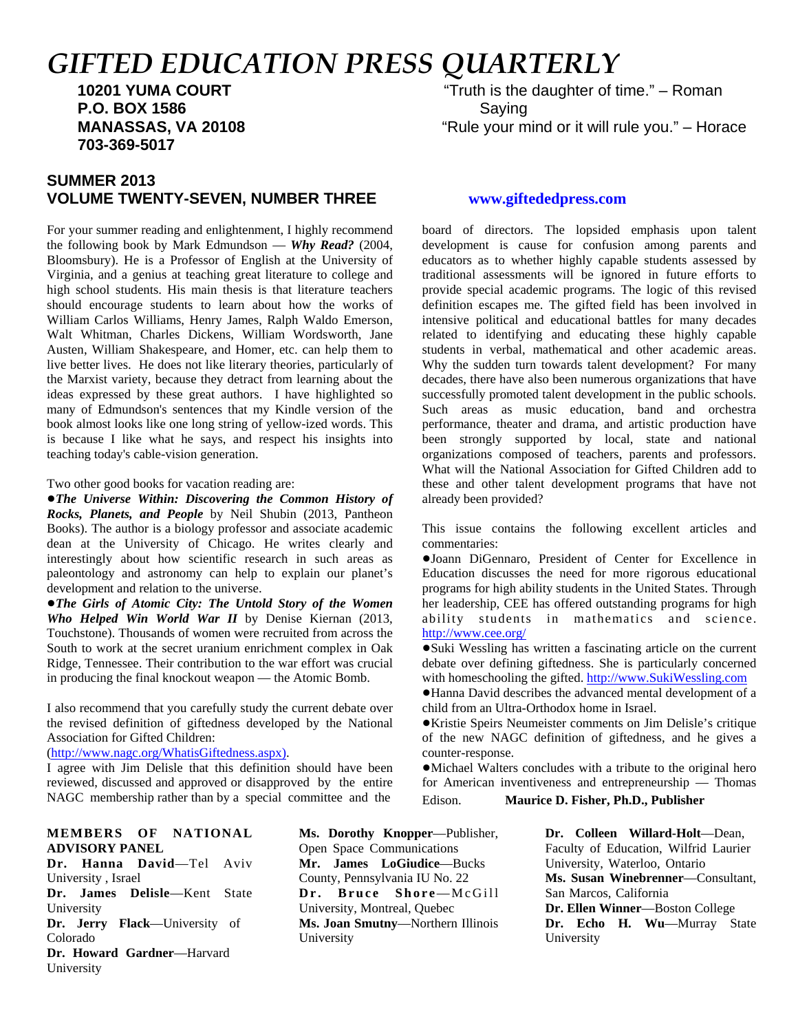# GIFTED EDUCATION PRESS QUARTERLY

**10201 YUMA COURT**
**P.O. BOX 1586**
**MANASSAS, VA 20108**
**703-369-5017**

"Truth is the daughter of time." – Roman Saying

"Rule your mind or it will rule you." – Horace

**SUMMER 2013**
**VOLUME TWENTY-SEVEN, NUMBER THREE**

**www.giftededpress.com**

For your summer reading and enlightenment, I highly recommend the following book by Mark Edmundson — ***Why Read?*** (2004, Bloomsbury). He is a Professor of English at the University of Virginia, and a genius at teaching great literature to college and high school students. His main thesis is that literature teachers should encourage students to learn about how the works of William Carlos Williams, Henry James, Ralph Waldo Emerson, Walt Whitman, Charles Dickens, William Wordsworth, Jane Austen, William Shakespeare, and Homer, etc. can help them to live better lives. He does not like literary theories, particularly of the Marxist variety, because they detract from learning about the ideas expressed by these great authors. I have highlighted so many of Edmundson's sentences that my Kindle version of the book almost looks like one long string of yellow-ized words. This is because I like what he says, and respect his insights into teaching today's cable-vision generation.

Two other good books for vacation reading are:

●***The Universe Within: Discovering the Common History of Rocks, Planets, and People*** by Neil Shubin (2013, Pantheon Books). The author is a biology professor and associate academic dean at the University of Chicago. He writes clearly and interestingly about how scientific research in such areas as paleontology and astronomy can help to explain our planet's development and relation to the universe.

●***The Girls of Atomic City: The Untold Story of the Women Who Helped Win World War II*** by Denise Kiernan (2013, Touchstone). Thousands of women were recruited from across the South to work at the secret uranium enrichment complex in Oak Ridge, Tennessee. Their contribution to the war effort was crucial in producing the final knockout weapon — the Atomic Bomb.

I also recommend that you carefully study the current debate over the revised definition of giftedness developed by the National Association for Gifted Children:
(http://www.nagc.org/WhatisGiftedness.aspx).

I agree with Jim Delisle that this definition should have been reviewed, discussed and approved or disapproved by the entire NAGC membership rather than by a special committee and the board of directors. The lopsided emphasis upon talent development is cause for confusion among parents and educators as to whether highly capable students assessed by traditional assessments will be ignored in future efforts to provide special academic programs. The logic of this revised definition escapes me. The gifted field has been involved in intensive political and educational battles for many decades related to identifying and educating these highly capable students in verbal, mathematical and other academic areas. Why the sudden turn towards talent development? For many decades, there have also been numerous organizations that have successfully promoted talent development in the public schools. Such areas as music education, band and orchestra performance, theater and drama, and artistic production have been strongly supported by local, state and national organizations composed of teachers, parents and professors. What will the National Association for Gifted Children add to these and other talent development programs that have not already been provided?

This issue contains the following excellent articles and commentaries:

●Joann DiGennaro, President of Center for Excellence in Education discusses the need for more rigorous educational programs for high ability students in the United States. Through her leadership, CEE has offered outstanding programs for high ability students in mathematics and science. http://www.cee.org/

●Suki Wessling has written a fascinating article on the current debate over defining giftedness. She is particularly concerned with homeschooling the gifted. http://www.SukiWessling.com

●Hanna David describes the advanced mental development of a child from an Ultra-Orthodox home in Israel.

●Kristie Speirs Neumeister comments on Jim Delisle's critique of the new NAGC definition of giftedness, and he gives a counter-response.

●Michael Walters concludes with a tribute to the original hero for American inventiveness and entrepreneurship — Thomas Edison.

**Maurice D. Fisher, Ph.D., Publisher**

**MEMBERS OF NATIONAL ADVISORY PANEL**

**Dr. Hanna David**—Tel Aviv University , Israel
**Dr. James Delisle**—Kent State University
**Dr. Jerry Flack**—University of Colorado
**Dr. Howard Gardner**—Harvard University
**Ms. Dorothy Knopper**—Publisher, Open Space Communications
**Mr. James LoGiudice**—Bucks County, Pennsylvania IU No. 22
**Dr. Bruce Shore**—McGill University, Montreal, Quebec
**Ms. Joan Smutny**—Northern Illinois University
**Dr. Colleen Willard-Holt**—Dean, Faculty of Education, Wilfrid Laurier University, Waterloo, Ontario
**Ms. Susan Winebrenner**—Consultant, San Marcos, California
**Dr. Ellen Winner**—Boston College
**Dr. Echo H. Wu**—Murray State University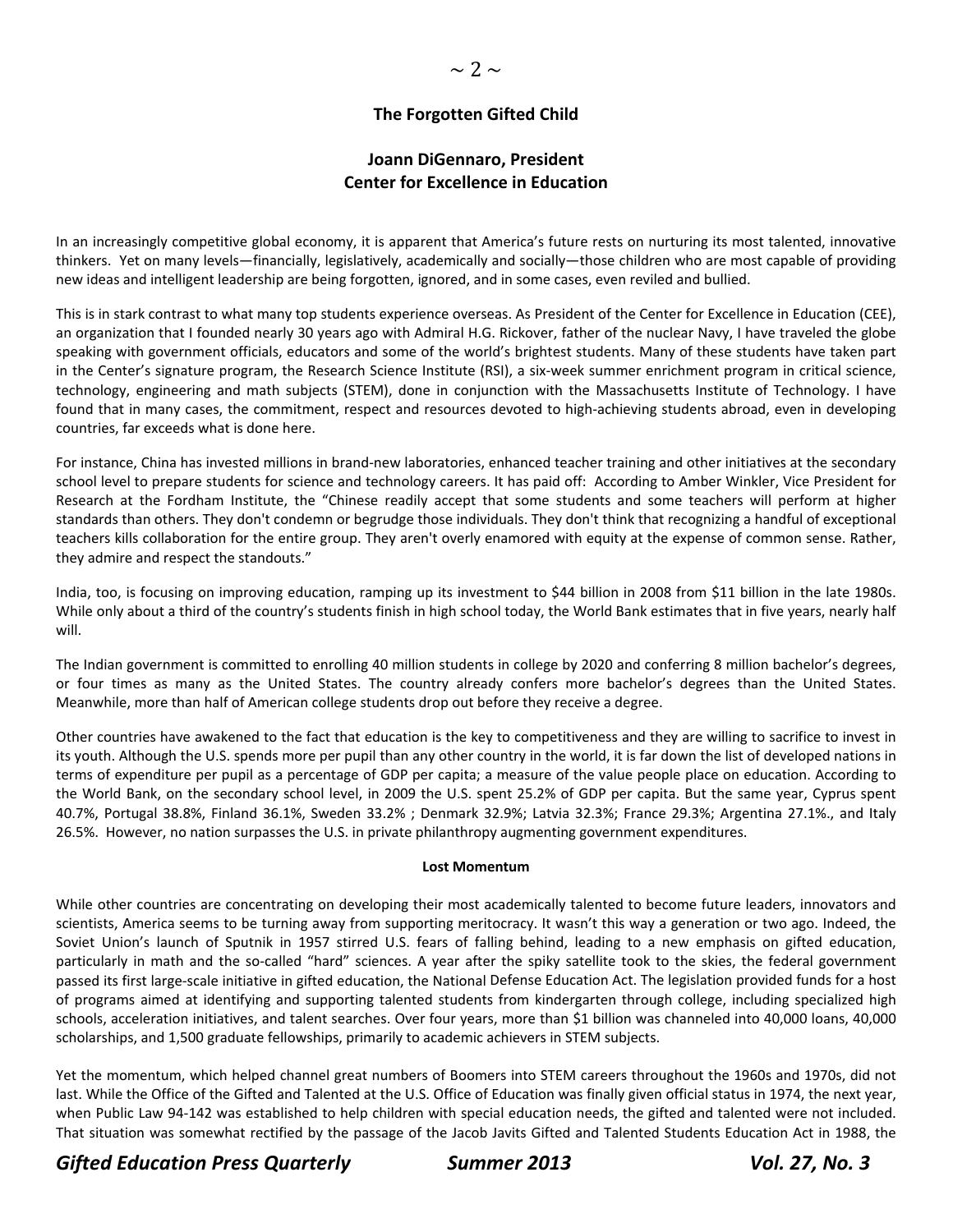## The Forgotten Gifted Child

### Joann DiGennaro, President
### Center for Excellence in Education

In an increasingly competitive global economy, it is apparent that America's future rests on nurturing its most talented, innovative thinkers. Yet on many levels—financially, legislatively, academically and socially—those children who are most capable of providing new ideas and intelligent leadership are being forgotten, ignored, and in some cases, even reviled and bullied.

This is in stark contrast to what many top students experience overseas. As President of the Center for Excellence in Education (CEE), an organization that I founded nearly 30 years ago with Admiral H.G. Rickover, father of the nuclear Navy, I have traveled the globe speaking with government officials, educators and some of the world's brightest students. Many of these students have taken part in the Center's signature program, the Research Science Institute (RSI), a six-week summer enrichment program in critical science, technology, engineering and math subjects (STEM), done in conjunction with the Massachusetts Institute of Technology. I have found that in many cases, the commitment, respect and resources devoted to high-achieving students abroad, even in developing countries, far exceeds what is done here.

For instance, China has invested millions in brand-new laboratories, enhanced teacher training and other initiatives at the secondary school level to prepare students for science and technology careers. It has paid off: According to Amber Winkler, Vice President for Research at the Fordham Institute, the "Chinese readily accept that some students and some teachers will perform at higher standards than others. They don't condemn or begrudge those individuals. They don't think that recognizing a handful of exceptional teachers kills collaboration for the entire group. They aren't overly enamored with equity at the expense of common sense. Rather, they admire and respect the standouts."

India, too, is focusing on improving education, ramping up its investment to $44 billion in 2008 from $11 billion in the late 1980s. While only about a third of the country's students finish in high school today, the World Bank estimates that in five years, nearly half will.

The Indian government is committed to enrolling 40 million students in college by 2020 and conferring 8 million bachelor's degrees, or four times as many as the United States. The country already confers more bachelor's degrees than the United States. Meanwhile, more than half of American college students drop out before they receive a degree.

Other countries have awakened to the fact that education is the key to competitiveness and they are willing to sacrifice to invest in its youth. Although the U.S. spends more per pupil than any other country in the world, it is far down the list of developed nations in terms of expenditure per pupil as a percentage of GDP per capita; a measure of the value people place on education. According to the World Bank, on the secondary school level, in 2009 the U.S. spent 25.2% of GDP per capita. But the same year, Cyprus spent 40.7%, Portugal 38.8%, Finland 36.1%, Sweden 33.2% ; Denmark 32.9%; Latvia 32.3%; France 29.3%; Argentina 27.1%., and Italy 26.5%. However, no nation surpasses the U.S. in private philanthropy augmenting government expenditures.

#### Lost Momentum

While other countries are concentrating on developing their most academically talented to become future leaders, innovators and scientists, America seems to be turning away from supporting meritocracy. It wasn't this way a generation or two ago. Indeed, the Soviet Union's launch of Sputnik in 1957 stirred U.S. fears of falling behind, leading to a new emphasis on gifted education, particularly in math and the so-called "hard" sciences. A year after the spiky satellite took to the skies, the federal government passed its first large-scale initiative in gifted education, the National Defense Education Act. The legislation provided funds for a host of programs aimed at identifying and supporting talented students from kindergarten through college, including specialized high schools, acceleration initiatives, and talent searches. Over four years, more than $1 billion was channeled into 40,000 loans, 40,000 scholarships, and 1,500 graduate fellowships, primarily to academic achievers in STEM subjects.

Yet the momentum, which helped channel great numbers of Boomers into STEM careers throughout the 1960s and 1970s, did not last. While the Office of the Gifted and Talented at the U.S. Office of Education was finally given official status in 1974, the next year, when Public Law 94-142 was established to help children with special education needs, the gifted and talented were not included. That situation was somewhat rectified by the passage of the Jacob Javits Gifted and Talented Students Education Act in 1988, the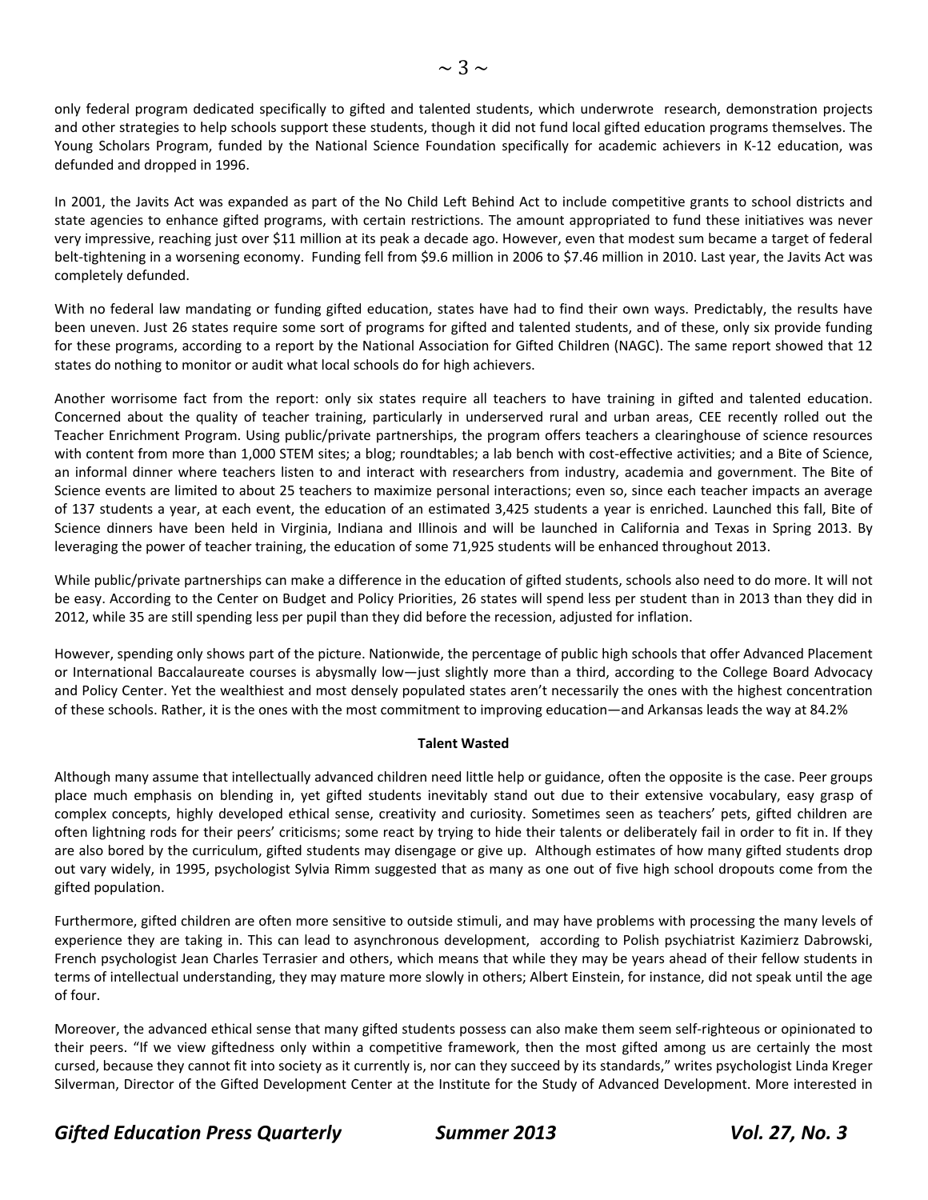only federal program dedicated specifically to gifted and talented students, which underwrote research, demonstration projects and other strategies to help schools support these students, though it did not fund local gifted education programs themselves. The Young Scholars Program, funded by the National Science Foundation specifically for academic achievers in K-12 education, was defunded and dropped in 1996.

In 2001, the Javits Act was expanded as part of the No Child Left Behind Act to include competitive grants to school districts and state agencies to enhance gifted programs, with certain restrictions. The amount appropriated to fund these initiatives was never very impressive, reaching just over $11 million at its peak a decade ago. However, even that modest sum became a target of federal belt-tightening in a worsening economy. Funding fell from $9.6 million in 2006 to $7.46 million in 2010. Last year, the Javits Act was completely defunded.

With no federal law mandating or funding gifted education, states have had to find their own ways. Predictably, the results have been uneven. Just 26 states require some sort of programs for gifted and talented students, and of these, only six provide funding for these programs, according to a report by the National Association for Gifted Children (NAGC). The same report showed that 12 states do nothing to monitor or audit what local schools do for high achievers.

Another worrisome fact from the report: only six states require all teachers to have training in gifted and talented education. Concerned about the quality of teacher training, particularly in underserved rural and urban areas, CEE recently rolled out the Teacher Enrichment Program. Using public/private partnerships, the program offers teachers a clearinghouse of science resources with content from more than 1,000 STEM sites; a blog; roundtables; a lab bench with cost-effective activities; and a Bite of Science, an informal dinner where teachers listen to and interact with researchers from industry, academia and government. The Bite of Science events are limited to about 25 teachers to maximize personal interactions; even so, since each teacher impacts an average of 137 students a year, at each event, the education of an estimated 3,425 students a year is enriched. Launched this fall, Bite of Science dinners have been held in Virginia, Indiana and Illinois and will be launched in California and Texas in Spring 2013. By leveraging the power of teacher training, the education of some 71,925 students will be enhanced throughout 2013.

While public/private partnerships can make a difference in the education of gifted students, schools also need to do more. It will not be easy. According to the Center on Budget and Policy Priorities, 26 states will spend less per student than in 2013 than they did in 2012, while 35 are still spending less per pupil than they did before the recession, adjusted for inflation.

However, spending only shows part of the picture. Nationwide, the percentage of public high schools that offer Advanced Placement or International Baccalaureate courses is abysmally low—just slightly more than a third, according to the College Board Advocacy and Policy Center. Yet the wealthiest and most densely populated states aren't necessarily the ones with the highest concentration of these schools. Rather, it is the ones with the most commitment to improving education—and Arkansas leads the way at 84.2%

**Talent Wasted**

Although many assume that intellectually advanced children need little help or guidance, often the opposite is the case. Peer groups place much emphasis on blending in, yet gifted students inevitably stand out due to their extensive vocabulary, easy grasp of complex concepts, highly developed ethical sense, creativity and curiosity. Sometimes seen as teachers' pets, gifted children are often lightning rods for their peers' criticisms; some react by trying to hide their talents or deliberately fail in order to fit in. If they are also bored by the curriculum, gifted students may disengage or give up. Although estimates of how many gifted students drop out vary widely, in 1995, psychologist Sylvia Rimm suggested that as many as one out of five high school dropouts come from the gifted population.

Furthermore, gifted children are often more sensitive to outside stimuli, and may have problems with processing the many levels of experience they are taking in. This can lead to asynchronous development, according to Polish psychiatrist Kazimierz Dabrowski, French psychologist Jean Charles Terrasier and others, which means that while they may be years ahead of their fellow students in terms of intellectual understanding, they may mature more slowly in others; Albert Einstein, for instance, did not speak until the age of four.

Moreover, the advanced ethical sense that many gifted students possess can also make them seem self-righteous or opinionated to their peers. "If we view giftedness only within a competitive framework, then the most gifted among us are certainly the most cursed, because they cannot fit into society as it currently is, nor can they succeed by its standards," writes psychologist Linda Kreger Silverman, Director of the Gifted Development Center at the Institute for the Study of Advanced Development. More interested in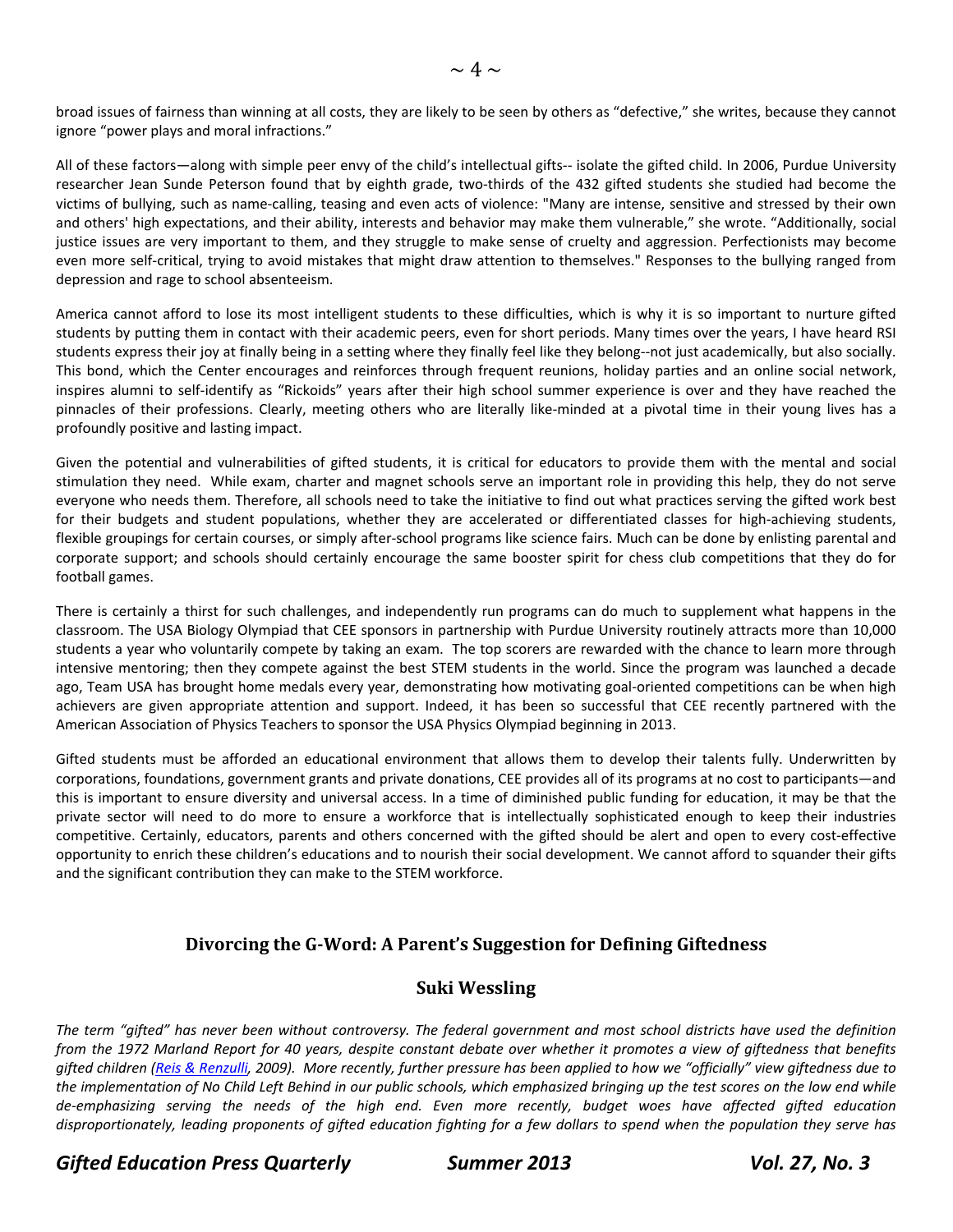broad issues of fairness than winning at all costs, they are likely to be seen by others as "defective," she writes, because they cannot ignore "power plays and moral infractions."

All of these factors—along with simple peer envy of the child's intellectual gifts-- isolate the gifted child. In 2006, Purdue University researcher Jean Sunde Peterson found that by eighth grade, two-thirds of the 432 gifted students she studied had become the victims of bullying, such as name-calling, teasing and even acts of violence: "Many are intense, sensitive and stressed by their own and others' high expectations, and their ability, interests and behavior may make them vulnerable," she wrote. "Additionally, social justice issues are very important to them, and they struggle to make sense of cruelty and aggression. Perfectionists may become even more self-critical, trying to avoid mistakes that might draw attention to themselves." Responses to the bullying ranged from depression and rage to school absenteeism.

America cannot afford to lose its most intelligent students to these difficulties, which is why it is so important to nurture gifted students by putting them in contact with their academic peers, even for short periods. Many times over the years, I have heard RSI students express their joy at finally being in a setting where they finally feel like they belong--not just academically, but also socially. This bond, which the Center encourages and reinforces through frequent reunions, holiday parties and an online social network, inspires alumni to self-identify as "Rickoids" years after their high school summer experience is over and they have reached the pinnacles of their professions. Clearly, meeting others who are literally like-minded at a pivotal time in their young lives has a profoundly positive and lasting impact.

Given the potential and vulnerabilities of gifted students, it is critical for educators to provide them with the mental and social stimulation they need. While exam, charter and magnet schools serve an important role in providing this help, they do not serve everyone who needs them. Therefore, all schools need to take the initiative to find out what practices serving the gifted work best for their budgets and student populations, whether they are accelerated or differentiated classes for high-achieving students, flexible groupings for certain courses, or simply after-school programs like science fairs. Much can be done by enlisting parental and corporate support; and schools should certainly encourage the same booster spirit for chess club competitions that they do for football games.

There is certainly a thirst for such challenges, and independently run programs can do much to supplement what happens in the classroom. The USA Biology Olympiad that CEE sponsors in partnership with Purdue University routinely attracts more than 10,000 students a year who voluntarily compete by taking an exam. The top scorers are rewarded with the chance to learn more through intensive mentoring; then they compete against the best STEM students in the world. Since the program was launched a decade ago, Team USA has brought home medals every year, demonstrating how motivating goal-oriented competitions can be when high achievers are given appropriate attention and support. Indeed, it has been so successful that CEE recently partnered with the American Association of Physics Teachers to sponsor the USA Physics Olympiad beginning in 2013.

Gifted students must be afforded an educational environment that allows them to develop their talents fully. Underwritten by corporations, foundations, government grants and private donations, CEE provides all of its programs at no cost to participants—and this is important to ensure diversity and universal access. In a time of diminished public funding for education, it may be that the private sector will need to do more to ensure a workforce that is intellectually sophisticated enough to keep their industries competitive. Certainly, educators, parents and others concerned with the gifted should be alert and open to every cost-effective opportunity to enrich these children's educations and to nourish their social development. We cannot afford to squander their gifts and the significant contribution they can make to the STEM workforce.

## Divorcing the G-Word: A Parent's Suggestion for Defining Giftedness

### Suki Wessling

*The term "gifted" has never been without controversy. The federal government and most school districts have used the definition from the 1972 Marland Report for 40 years, despite constant debate over whether it promotes a view of giftedness that benefits gifted children ([Reis & Renzulli](), 2009). More recently, further pressure has been applied to how we "officially" view giftedness due to the implementation of No Child Left Behind in our public schools, which emphasized bringing up the test scores on the low end while de-emphasizing serving the needs of the high end. Even more recently, budget woes have affected gifted education disproportionately, leading proponents of gifted education fighting for a few dollars to spend when the population they serve has*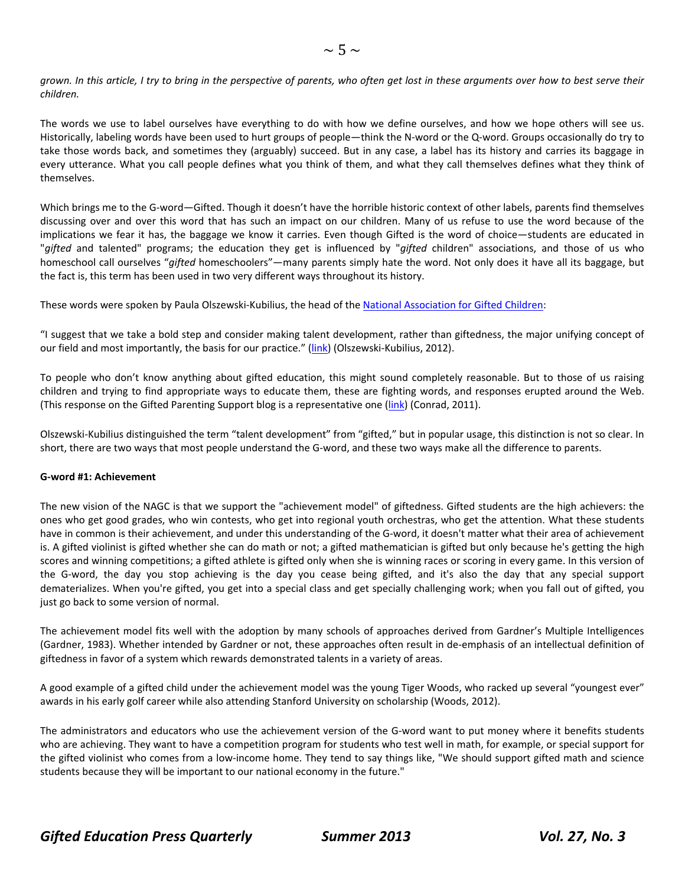*grown. In this article, I try to bring in the perspective of parents, who often get lost in these arguments over how to best serve their children.*

The words we use to label ourselves have everything to do with how we define ourselves, and how we hope others will see us. Historically, labeling words have been used to hurt groups of people—think the N-word or the Q-word. Groups occasionally do try to take those words back, and sometimes they (arguably) succeed. But in any case, a label has its history and carries its baggage in every utterance. What you call people defines what you think of them, and what they call themselves defines what they think of themselves.

Which brings me to the G-word—Gifted. Though it doesn't have the horrible historic context of other labels, parents find themselves discussing over and over this word that has such an impact on our children. Many of us refuse to use the word because of the implications we fear it has, the baggage we know it carries. Even though Gifted is the word of choice—students are educated in "*gifted* and talented" programs; the education they get is influenced by "*gifted* children" associations, and those of us who homeschool call ourselves "*gifted* homeschoolers"—many parents simply hate the word. Not only does it have all its baggage, but the fact is, this term has been used in two very different ways throughout its history.

These words were spoken by Paula Olszewski-Kubilius, the head of the National Association for Gifted Children:

"I suggest that we take a bold step and consider making talent development, rather than giftedness, the major unifying concept of our field and most importantly, the basis for our practice." (link) (Olszewski-Kubilius, 2012).

To people who don't know anything about gifted education, this might sound completely reasonable. But to those of us raising children and trying to find appropriate ways to educate them, these are fighting words, and responses erupted around the Web. (This response on the Gifted Parenting Support blog is a representative one (link) (Conrad, 2011).

Olszewski-Kubilius distinguished the term "talent development" from "gifted," but in popular usage, this distinction is not so clear. In short, there are two ways that most people understand the G-word, and these two ways make all the difference to parents.

**G-word #1: Achievement**

The new vision of the NAGC is that we support the "achievement model" of giftedness. Gifted students are the high achievers: the ones who get good grades, who win contests, who get into regional youth orchestras, who get the attention. What these students have in common is their achievement, and under this understanding of the G-word, it doesn't matter what their area of achievement is. A gifted violinist is gifted whether she can do math or not; a gifted mathematician is gifted but only because he's getting the high scores and winning competitions; a gifted athlete is gifted only when she is winning races or scoring in every game. In this version of the G-word, the day you stop achieving is the day you cease being gifted, and it's also the day that any special support dematerializes. When you're gifted, you get into a special class and get specially challenging work; when you fall out of gifted, you just go back to some version of normal.

The achievement model fits well with the adoption by many schools of approaches derived from Gardner's Multiple Intelligences (Gardner, 1983). Whether intended by Gardner or not, these approaches often result in de-emphasis of an intellectual definition of giftedness in favor of a system which rewards demonstrated talents in a variety of areas.

A good example of a gifted child under the achievement model was the young Tiger Woods, who racked up several "youngest ever" awards in his early golf career while also attending Stanford University on scholarship (Woods, 2012).

The administrators and educators who use the achievement version of the G-word want to put money where it benefits students who are achieving. They want to have a competition program for students who test well in math, for example, or special support for the gifted violinist who comes from a low-income home. They tend to say things like, "We should support gifted math and science students because they will be important to our national economy in the future."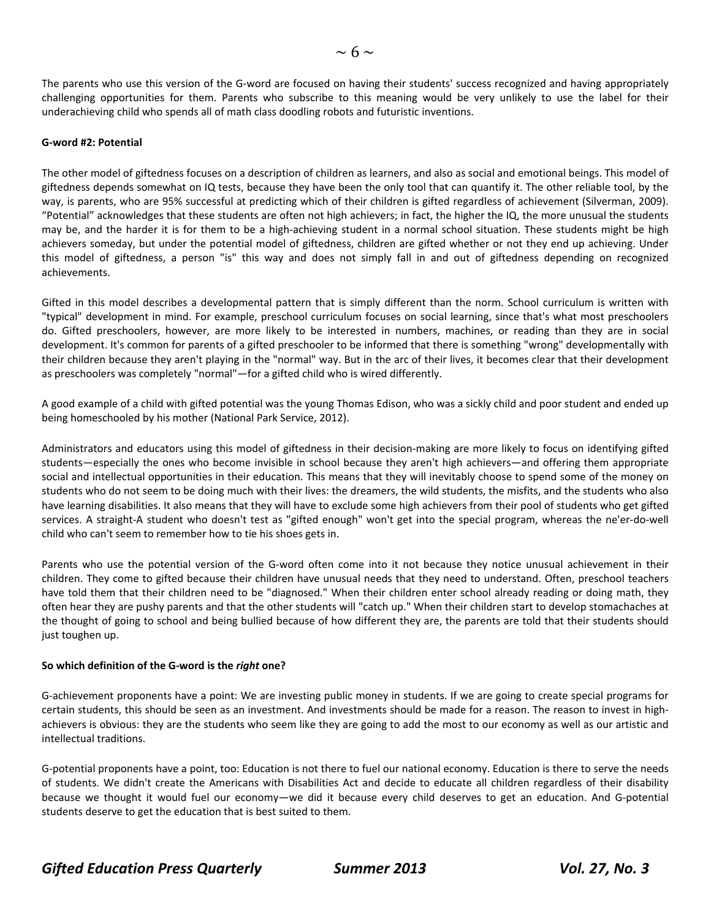The parents who use this version of the G-word are focused on having their students' success recognized and having appropriately challenging opportunities for them. Parents who subscribe to this meaning would be very unlikely to use the label for their underachieving child who spends all of math class doodling robots and futuristic inventions.

**G-word #2: Potential**

The other model of giftedness focuses on a description of children as learners, and also as social and emotional beings. This model of giftedness depends somewhat on IQ tests, because they have been the only tool that can quantify it. The other reliable tool, by the way, is parents, who are 95% successful at predicting which of their children is gifted regardless of achievement (Silverman, 2009). "Potential" acknowledges that these students are often not high achievers; in fact, the higher the IQ, the more unusual the students may be, and the harder it is for them to be a high-achieving student in a normal school situation. These students might be high achievers someday, but under the potential model of giftedness, children are gifted whether or not they end up achieving. Under this model of giftedness, a person "is" this way and does not simply fall in and out of giftedness depending on recognized achievements.

Gifted in this model describes a developmental pattern that is simply different than the norm. School curriculum is written with "typical" development in mind. For example, preschool curriculum focuses on social learning, since that's what most preschoolers do. Gifted preschoolers, however, are more likely to be interested in numbers, machines, or reading than they are in social development. It's common for parents of a gifted preschooler to be informed that there is something "wrong" developmentally with their children because they aren't playing in the "normal" way. But in the arc of their lives, it becomes clear that their development as preschoolers was completely "normal"—for a gifted child who is wired differently.

A good example of a child with gifted potential was the young Thomas Edison, who was a sickly child and poor student and ended up being homeschooled by his mother (National Park Service, 2012).

Administrators and educators using this model of giftedness in their decision-making are more likely to focus on identifying gifted students—especially the ones who become invisible in school because they aren't high achievers—and offering them appropriate social and intellectual opportunities in their education. This means that they will inevitably choose to spend some of the money on students who do not seem to be doing much with their lives: the dreamers, the wild students, the misfits, and the students who also have learning disabilities. It also means that they will have to exclude some high achievers from their pool of students who get gifted services. A straight-A student who doesn't test as "gifted enough" won't get into the special program, whereas the ne'er-do-well child who can't seem to remember how to tie his shoes gets in.

Parents who use the potential version of the G-word often come into it not because they notice unusual achievement in their children. They come to gifted because their children have unusual needs that they need to understand. Often, preschool teachers have told them that their children need to be "diagnosed." When their children enter school already reading or doing math, they often hear they are pushy parents and that the other students will "catch up." When their children start to develop stomachaches at the thought of going to school and being bullied because of how different they are, the parents are told that their students should just toughen up.

**So which definition of the G-word is the *right* one?**

G-achievement proponents have a point: We are investing public money in students. If we are going to create special programs for certain students, this should be seen as an investment. And investments should be made for a reason. The reason to invest in high-achievers is obvious: they are the students who seem like they are going to add the most to our economy as well as our artistic and intellectual traditions.

G-potential proponents have a point, too: Education is not there to fuel our national economy. Education is there to serve the needs of students. We didn't create the Americans with Disabilities Act and decide to educate all children regardless of their disability because we thought it would fuel our economy—we did it because every child deserves to get an education. And G-potential students deserve to get the education that is best suited to them.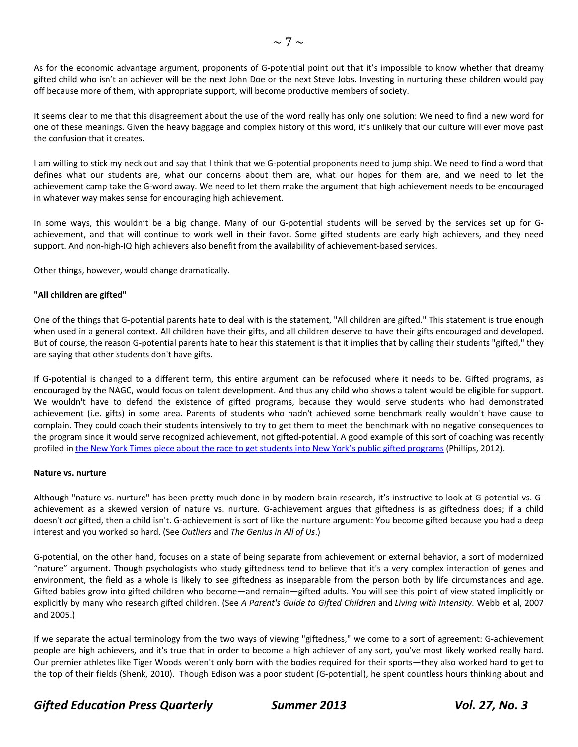As for the economic advantage argument, proponents of G-potential point out that it's impossible to know whether that dreamy gifted child who isn't an achiever will be the next John Doe or the next Steve Jobs. Investing in nurturing these children would pay off because more of them, with appropriate support, will become productive members of society.

It seems clear to me that this disagreement about the use of the word really has only one solution: We need to find a new word for one of these meanings. Given the heavy baggage and complex history of this word, it's unlikely that our culture will ever move past the confusion that it creates.

I am willing to stick my neck out and say that I think that we G-potential proponents need to jump ship. We need to find a word that defines what our students are, what our concerns about them are, what our hopes for them are, and we need to let the achievement camp take the G-word away. We need to let them make the argument that high achievement needs to be encouraged in whatever way makes sense for encouraging high achievement.

In some ways, this wouldn't be a big change. Many of our G-potential students will be served by the services set up for G-achievement, and that will continue to work well in their favor. Some gifted students are early high achievers, and they need support. And non-high-IQ high achievers also benefit from the availability of achievement-based services.

Other things, however, would change dramatically.

**"All children are gifted"**

One of the things that G-potential parents hate to deal with is the statement, "All children are gifted." This statement is true enough when used in a general context. All children have their gifts, and all children deserve to have their gifts encouraged and developed. But of course, the reason G-potential parents hate to hear this statement is that it implies that by calling their students "gifted," they are saying that other students don't have gifts.

If G-potential is changed to a different term, this entire argument can be refocused where it needs to be. Gifted programs, as encouraged by the NAGC, would focus on talent development. And thus any child who shows a talent would be eligible for support. We wouldn't have to defend the existence of gifted programs, because they would serve students who had demonstrated achievement (i.e. gifts) in some area. Parents of students who hadn't achieved some benchmark really wouldn't have cause to complain. They could coach their students intensively to try to get them to meet the benchmark with no negative consequences to the program since it would serve recognized achievement, not gifted-potential. A good example of this sort of coaching was recently profiled in the New York Times piece about the race to get students into New York's public gifted programs (Phillips, 2012).

**Nature vs. nurture**

Although "nature vs. nurture" has been pretty much done in by modern brain research, it's instructive to look at G-potential vs. G-achievement as a skewed version of nature vs. nurture. G-achievement argues that giftedness is as giftedness does; if a child doesn't *act* gifted, then a child isn't. G-achievement is sort of like the nurture argument: You become gifted because you had a deep interest and you worked so hard. (See *Outliers* and *The Genius in All of Us*.)

G-potential, on the other hand, focuses on a state of being separate from achievement or external behavior, a sort of modernized "nature" argument. Though psychologists who study giftedness tend to believe that it's a very complex interaction of genes and environment, the field as a whole is likely to see giftedness as inseparable from the person both by life circumstances and age. Gifted babies grow into gifted children who become—and remain—gifted adults. You will see this point of view stated implicitly or explicitly by many who research gifted children. (See *A Parent's Guide to Gifted Children* and *Living with Intensity*. Webb et al, 2007 and 2005.)

If we separate the actual terminology from the two ways of viewing "giftedness," we come to a sort of agreement: G-achievement people are high achievers, and it's true that in order to become a high achiever of any sort, you've most likely worked really hard. Our premier athletes like Tiger Woods weren't only born with the bodies required for their sports—they also worked hard to get to the top of their fields (Shenk, 2010). Though Edison was a poor student (G-potential), he spent countless hours thinking about and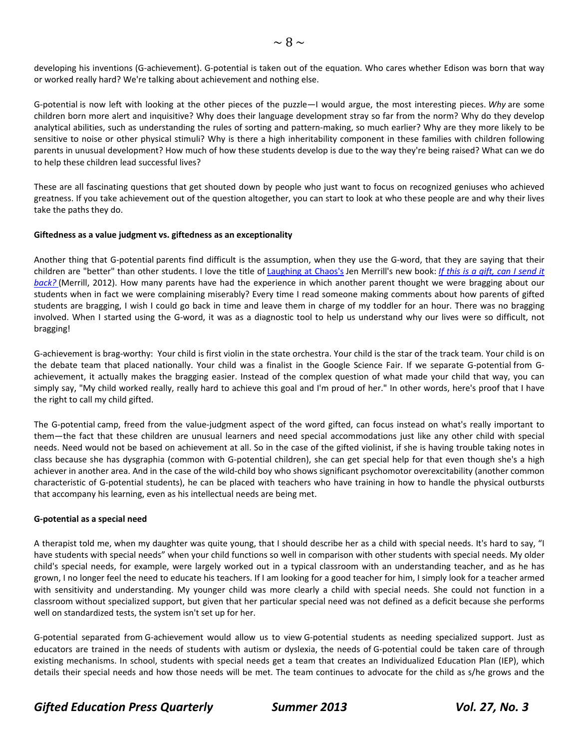developing his inventions (G-achievement). G-potential is taken out of the equation. Who cares whether Edison was born that way or worked really hard? We're talking about achievement and nothing else.

G-potential is now left with looking at the other pieces of the puzzle—I would argue, the most interesting pieces. *Why* are some children born more alert and inquisitive? Why does their language development stray so far from the norm? Why do they develop analytical abilities, such as understanding the rules of sorting and pattern-making, so much earlier? Why are they more likely to be sensitive to noise or other physical stimuli? Why is there a high inheritability component in these families with children following parents in unusual development? How much of how these students develop is due to the way they're being raised? What can we do to help these children lead successful lives?

These are all fascinating questions that get shouted down by people who just want to focus on recognized geniuses who achieved greatness. If you take achievement out of the question altogether, you can start to look at who these people are and why their lives take the paths they do.

**Giftedness as a value judgment vs. giftedness as an exceptionality**

Another thing that G-potential parents find difficult is the assumption, when they use the G-word, that they are saying that their children are "better" than other students. I love the title of Laughing at Chaos's Jen Merrill's new book: *If this is a gift, can I send it back?* (Merrill, 2012). How many parents have had the experience in which another parent thought we were bragging about our students when in fact we were complaining miserably? Every time I read someone making comments about how parents of gifted students are bragging, I wish I could go back in time and leave them in charge of my toddler for an hour. There was no bragging involved. When I started using the G-word, it was as a diagnostic tool to help us understand why our lives were so difficult, not bragging!

G-achievement is brag-worthy: Your child is first violin in the state orchestra. Your child is the star of the track team. Your child is on the debate team that placed nationally. Your child was a finalist in the Google Science Fair. If we separate G-potential from G-achievement, it actually makes the bragging easier. Instead of the complex question of what made your child that way, you can simply say, "My child worked really, really hard to achieve this goal and I'm proud of her." In other words, here's proof that I have the right to call my child gifted.

The G-potential camp, freed from the value-judgment aspect of the word gifted, can focus instead on what's really important to them—the fact that these children are unusual learners and need special accommodations just like any other child with special needs. Need would not be based on achievement at all. So in the case of the gifted violinist, if she is having trouble taking notes in class because she has dysgraphia (common with G-potential children), she can get special help for that even though she's a high achiever in another area. And in the case of the wild-child boy who shows significant psychomotor overexcitability (another common characteristic of G-potential students), he can be placed with teachers who have training in how to handle the physical outbursts that accompany his learning, even as his intellectual needs are being met.

**G-potential as a special need**

A therapist told me, when my daughter was quite young, that I should describe her as a child with special needs. It's hard to say, "I have students with special needs" when your child functions so well in comparison with other students with special needs. My older child's special needs, for example, were largely worked out in a typical classroom with an understanding teacher, and as he has grown, I no longer feel the need to educate his teachers. If I am looking for a good teacher for him, I simply look for a teacher armed with sensitivity and understanding. My younger child was more clearly a child with special needs. She could not function in a classroom without specialized support, but given that her particular special need was not defined as a deficit because she performs well on standardized tests, the system isn't set up for her.

G-potential separated from G-achievement would allow us to view G-potential students as needing specialized support. Just as educators are trained in the needs of students with autism or dyslexia, the needs of G-potential could be taken care of through existing mechanisms. In school, students with special needs get a team that creates an Individualized Education Plan (IEP), which details their special needs and how those needs will be met. The team continues to advocate for the child as s/he grows and the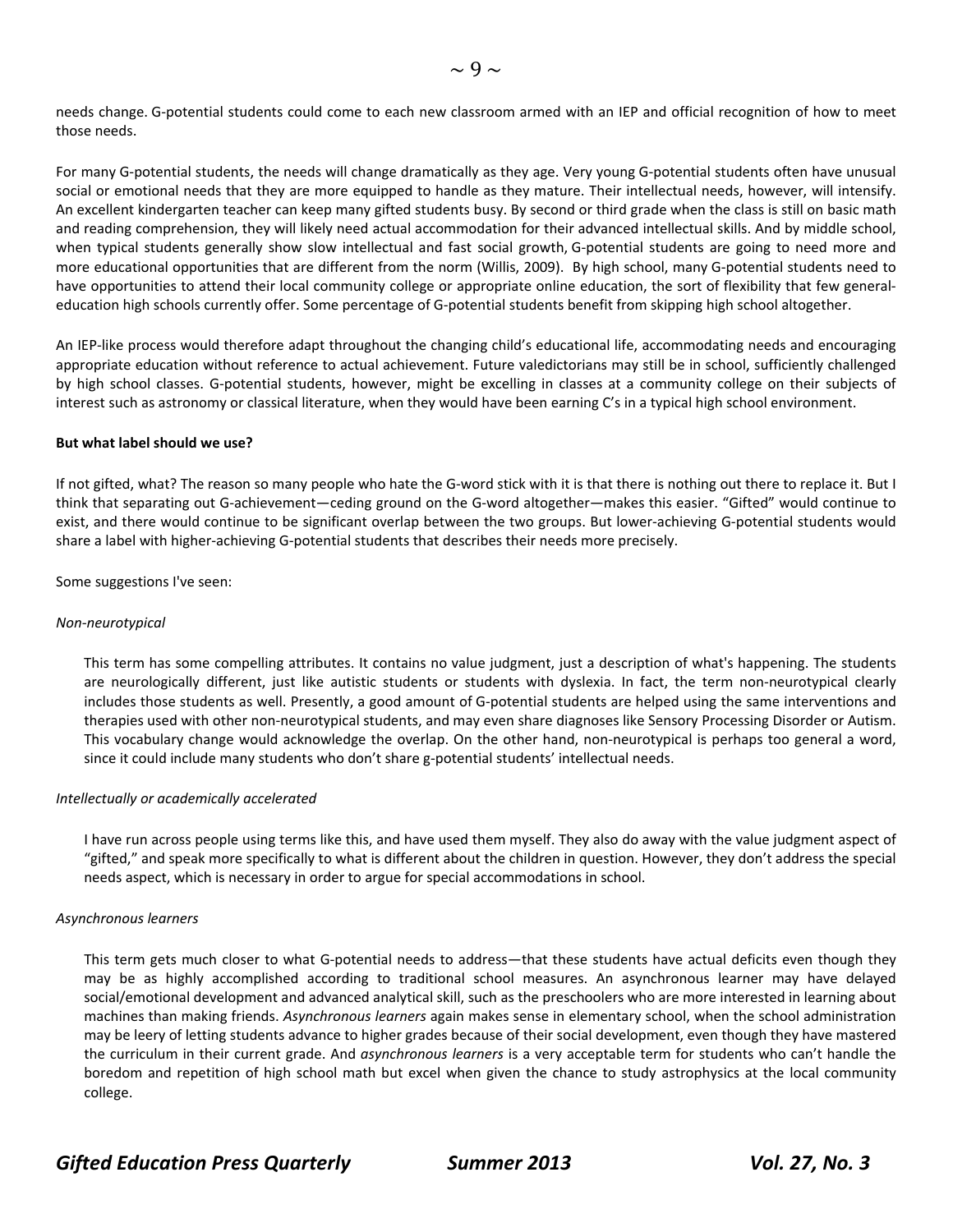needs change. G-potential students could come to each new classroom armed with an IEP and official recognition of how to meet those needs.

For many G-potential students, the needs will change dramatically as they age. Very young G-potential students often have unusual social or emotional needs that they are more equipped to handle as they mature. Their intellectual needs, however, will intensify. An excellent kindergarten teacher can keep many gifted students busy. By second or third grade when the class is still on basic math and reading comprehension, they will likely need actual accommodation for their advanced intellectual skills. And by middle school, when typical students generally show slow intellectual and fast social growth, G-potential students are going to need more and more educational opportunities that are different from the norm (Willis, 2009). By high school, many G-potential students need to have opportunities to attend their local community college or appropriate online education, the sort of flexibility that few general-education high schools currently offer. Some percentage of G-potential students benefit from skipping high school altogether.

An IEP-like process would therefore adapt throughout the changing child's educational life, accommodating needs and encouraging appropriate education without reference to actual achievement. Future valedictorians may still be in school, sufficiently challenged by high school classes. G-potential students, however, might be excelling in classes at a community college on their subjects of interest such as astronomy or classical literature, when they would have been earning C's in a typical high school environment.

**But what label should we use?**

If not gifted, what? The reason so many people who hate the G-word stick with it is that there is nothing out there to replace it. But I think that separating out G-achievement—ceding ground on the G-word altogether—makes this easier. "Gifted" would continue to exist, and there would continue to be significant overlap between the two groups. But lower-achieving G-potential students would share a label with higher-achieving G-potential students that describes their needs more precisely.

Some suggestions I've seen:

*Non-neurotypical*

> This term has some compelling attributes. It contains no value judgment, just a description of what's happening. The students are neurologically different, just like autistic students or students with dyslexia. In fact, the term non-neurotypical clearly includes those students as well. Presently, a good amount of G-potential students are helped using the same interventions and therapies used with other non-neurotypical students, and may even share diagnoses like Sensory Processing Disorder or Autism. This vocabulary change would acknowledge the overlap. On the other hand, non-neurotypical is perhaps too general a word, since it could include many students who don't share g-potential students' intellectual needs.

*Intellectually or academically accelerated*

> I have run across people using terms like this, and have used them myself. They also do away with the value judgment aspect of "gifted," and speak more specifically to what is different about the children in question. However, they don't address the special needs aspect, which is necessary in order to argue for special accommodations in school.

*Asynchronous learners*

> This term gets much closer to what G-potential needs to address—that these students have actual deficits even though they may be as highly accomplished according to traditional school measures. An asynchronous learner may have delayed social/emotional development and advanced analytical skill, such as the preschoolers who are more interested in learning about machines than making friends. *Asynchronous learners* again makes sense in elementary school, when the school administration may be leery of letting students advance to higher grades because of their social development, even though they have mastered the curriculum in their current grade. And *asynchronous learners* is a very acceptable term for students who can't handle the boredom and repetition of high school math but excel when given the chance to study astrophysics at the local community college.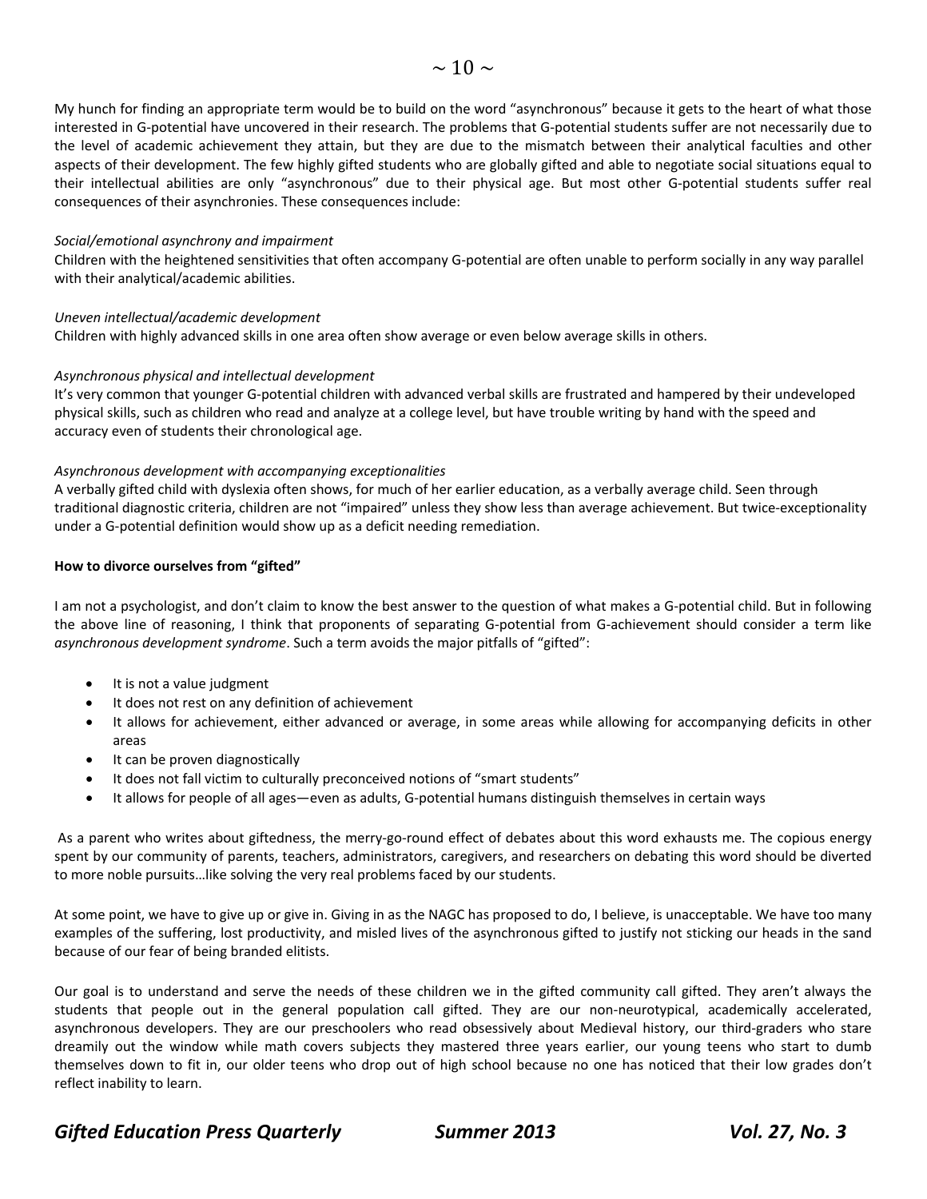My hunch for finding an appropriate term would be to build on the word "asynchronous" because it gets to the heart of what those interested in G-potential have uncovered in their research. The problems that G-potential students suffer are not necessarily due to the level of academic achievement they attain, but they are due to the mismatch between their analytical faculties and other aspects of their development. The few highly gifted students who are globally gifted and able to negotiate social situations equal to their intellectual abilities are only "asynchronous" due to their physical age. But most other G-potential students suffer real consequences of their asynchronies. These consequences include:

*Social/emotional asynchrony and impairment*
Children with the heightened sensitivities that often accompany G-potential are often unable to perform socially in any way parallel with their analytical/academic abilities.

*Uneven intellectual/academic development*
Children with highly advanced skills in one area often show average or even below average skills in others.

*Asynchronous physical and intellectual development*
It's very common that younger G-potential children with advanced verbal skills are frustrated and hampered by their undeveloped physical skills, such as children who read and analyze at a college level, but have trouble writing by hand with the speed and accuracy even of students their chronological age.

*Asynchronous development with accompanying exceptionalities*
A verbally gifted child with dyslexia often shows, for much of her earlier education, as a verbally average child. Seen through traditional diagnostic criteria, children are not "impaired" unless they show less than average achievement. But twice-exceptionality under a G-potential definition would show up as a deficit needing remediation.

**How to divorce ourselves from "gifted"**

I am not a psychologist, and don't claim to know the best answer to the question of what makes a G-potential child. But in following the above line of reasoning, I think that proponents of separating G-potential from G-achievement should consider a term like *asynchronous development syndrome*. Such a term avoids the major pitfalls of "gifted":

- It is not a value judgment
- It does not rest on any definition of achievement
- It allows for achievement, either advanced or average, in some areas while allowing for accompanying deficits in other areas
- It can be proven diagnostically
- It does not fall victim to culturally preconceived notions of "smart students"
- It allows for people of all ages—even as adults, G-potential humans distinguish themselves in certain ways

As a parent who writes about giftedness, the merry-go-round effect of debates about this word exhausts me. The copious energy spent by our community of parents, teachers, administrators, caregivers, and researchers on debating this word should be diverted to more noble pursuits…like solving the very real problems faced by our students.

At some point, we have to give up or give in. Giving in as the NAGC has proposed to do, I believe, is unacceptable. We have too many examples of the suffering, lost productivity, and misled lives of the asynchronous gifted to justify not sticking our heads in the sand because of our fear of being branded elitists.

Our goal is to understand and serve the needs of these children we in the gifted community call gifted. They aren't always the students that people out in the general population call gifted. They are our non-neurotypical, academically accelerated, asynchronous developers. They are our preschoolers who read obsessively about Medieval history, our third-graders who stare dreamily out the window while math covers subjects they mastered three years earlier, our young teens who start to dumb themselves down to fit in, our older teens who drop out of high school because no one has noticed that their low grades don't reflect inability to learn.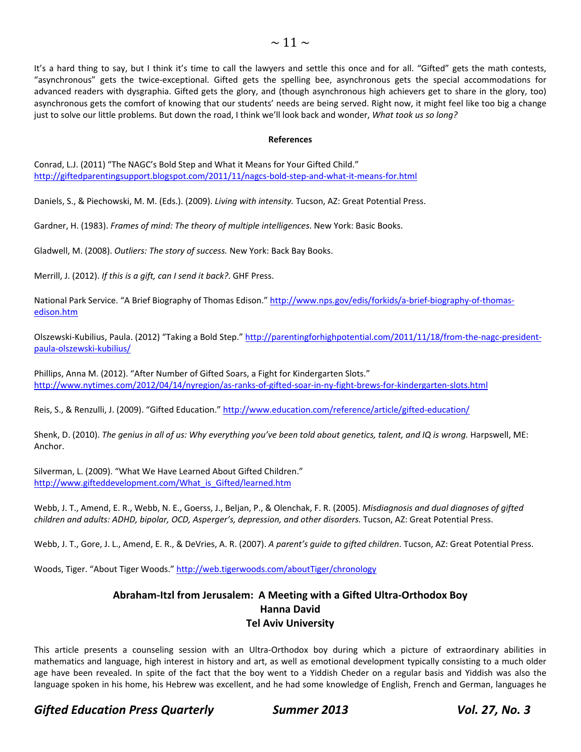It's a hard thing to say, but I think it's time to call the lawyers and settle this once and for all. "Gifted" gets the math contests, "asynchronous" gets the twice-exceptional. Gifted gets the spelling bee, asynchronous gets the special accommodations for advanced readers with dysgraphia. Gifted gets the glory, and (though asynchronous high achievers get to share in the glory, too) asynchronous gets the comfort of knowing that our students' needs are being served. Right now, it might feel like too big a change just to solve our little problems. But down the road, I think we'll look back and wonder, *What took us so long?*

**References**

Conrad, L.J. (2011) "The NAGC's Bold Step and What it Means for Your Gifted Child." http://giftedparentingsupport.blogspot.com/2011/11/nagcs-bold-step-and-what-it-means-for.html

Daniels, S., & Piechowski, M. M. (Eds.). (2009). *Living with intensity.* Tucson, AZ: Great Potential Press.

Gardner, H. (1983). *Frames of mind: The theory of multiple intelligences*. New York: Basic Books.

Gladwell, M. (2008). *Outliers: The story of success.* New York: Back Bay Books.

Merrill, J. (2012). *If this is a gift, can I send it back?*. GHF Press.

National Park Service. "A Brief Biography of Thomas Edison." http://www.nps.gov/edis/forkids/a-brief-biography-of-thomas-edison.htm

Olszewski-Kubilius, Paula. (2012) "Taking a Bold Step." http://parentingforhighpotential.com/2011/11/18/from-the-nagc-president-paula-olszewski-kubilius/

Phillips, Anna M. (2012). "After Number of Gifted Soars, a Fight for Kindergarten Slots." http://www.nytimes.com/2012/04/14/nyregion/as-ranks-of-gifted-soar-in-ny-fight-brews-for-kindergarten-slots.html

Reis, S., & Renzulli, J. (2009). "Gifted Education." http://www.education.com/reference/article/gifted-education/

Shenk, D. (2010). *The genius in all of us: Why everything you've been told about genetics, talent, and IQ is wrong.* Harpswell, ME: Anchor.

Silverman, L. (2009). "What We Have Learned About Gifted Children." http://www.gifteddevelopment.com/What_is_Gifted/learned.htm

Webb, J. T., Amend, E. R., Webb, N. E., Goerss, J., Beljan, P., & Olenchak, F. R. (2005). *Misdiagnosis and dual diagnoses of gifted children and adults: ADHD, bipolar, OCD, Asperger's, depression, and other disorders.* Tucson, AZ: Great Potential Press.

Webb, J. T., Gore, J. L., Amend, E. R., & DeVries, A. R. (2007). *A parent's guide to gifted children*. Tucson, AZ: Great Potential Press.

Woods, Tiger. "About Tiger Woods." http://web.tigerwoods.com/aboutTiger/chronology

## Abraham-Itzl from Jerusalem: A Meeting with a Gifted Ultra-Orthodox Boy

**Hanna David**

**Tel Aviv University**

This article presents a counseling session with an Ultra-Orthodox boy during which a picture of extraordinary abilities in mathematics and language, high interest in history and art, as well as emotional development typically consisting to a much older age have been revealed. In spite of the fact that the boy went to a Yiddish Cheder on a regular basis and Yiddish was also the language spoken in his home, his Hebrew was excellent, and he had some knowledge of English, French and German, languages he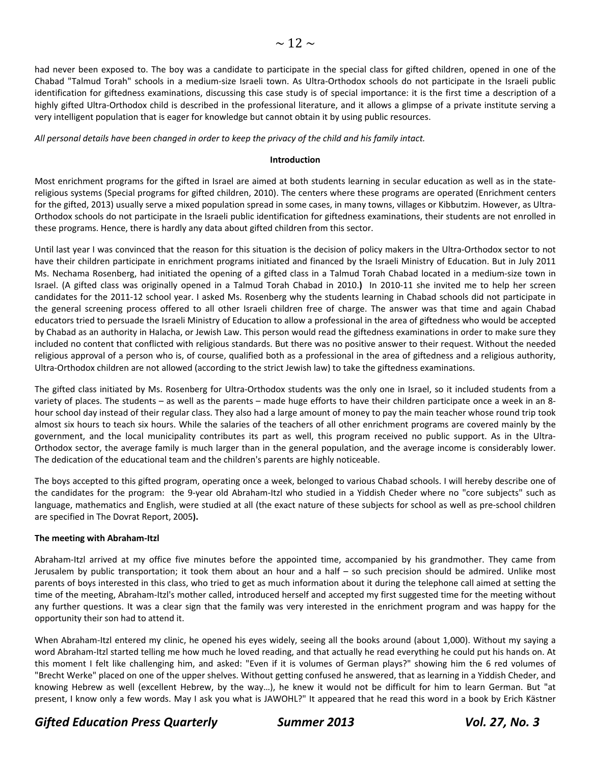had never been exposed to. The boy was a candidate to participate in the special class for gifted children, opened in one of the Chabad "Talmud Torah" schools in a medium-size Israeli town. As Ultra-Orthodox schools do not participate in the Israeli public identification for giftedness examinations, discussing this case study is of special importance: it is the first time a description of a highly gifted Ultra-Orthodox child is described in the professional literature, and it allows a glimpse of a private institute serving a very intelligent population that is eager for knowledge but cannot obtain it by using public resources.

*All personal details have been changed in order to keep the privacy of the child and his family intact.*

**Introduction**

Most enrichment programs for the gifted in Israel are aimed at both students learning in secular education as well as in the state-religious systems (Special programs for gifted children, 2010). The centers where these programs are operated (Enrichment centers for the gifted, 2013) usually serve a mixed population spread in some cases, in many towns, villages or Kibbutzim. However, as Ultra-Orthodox schools do not participate in the Israeli public identification for giftedness examinations, their students are not enrolled in these programs. Hence, there is hardly any data about gifted children from this sector.

Until last year I was convinced that the reason for this situation is the decision of policy makers in the Ultra-Orthodox sector to not have their children participate in enrichment programs initiated and financed by the Israeli Ministry of Education. But in July 2011 Ms. Nechama Rosenberg, had initiated the opening of a gifted class in a Talmud Torah Chabad located in a medium-size town in Israel. (A gifted class was originally opened in a Talmud Torah Chabad in 2010.**)** In 2010-11 she invited me to help her screen candidates for the 2011-12 school year. I asked Ms. Rosenberg why the students learning in Chabad schools did not participate in the general screening process offered to all other Israeli children free of charge. The answer was that time and again Chabad educators tried to persuade the Israeli Ministry of Education to allow a professional in the area of giftedness who would be accepted by Chabad as an authority in Halacha, or Jewish Law. This person would read the giftedness examinations in order to make sure they included no content that conflicted with religious standards. But there was no positive answer to their request. Without the needed religious approval of a person who is, of course, qualified both as a professional in the area of giftedness and a religious authority, Ultra-Orthodox children are not allowed (according to the strict Jewish law) to take the giftedness examinations.

The gifted class initiated by Ms. Rosenberg for Ultra-Orthodox students was the only one in Israel, so it included students from a variety of places. The students – as well as the parents – made huge efforts to have their children participate once a week in an 8-hour school day instead of their regular class. They also had a large amount of money to pay the main teacher whose round trip took almost six hours to teach six hours. While the salaries of the teachers of all other enrichment programs are covered mainly by the government, and the local municipality contributes its part as well, this program received no public support. As in the Ultra-Orthodox sector, the average family is much larger than in the general population, and the average income is considerably lower. The dedication of the educational team and the children's parents are highly noticeable.

The boys accepted to this gifted program, operating once a week, belonged to various Chabad schools. I will hereby describe one of the candidates for the program: the 9-year old Abraham-Itzl who studied in a Yiddish Cheder where no "core subjects" such as language, mathematics and English, were studied at all (the exact nature of these subjects for school as well as pre-school children are specified in The Dovrat Report, 2005**).**

**The meeting with Abraham-Itzl**

Abraham-Itzl arrived at my office five minutes before the appointed time, accompanied by his grandmother. They came from Jerusalem by public transportation; it took them about an hour and a half – so such precision should be admired. Unlike most parents of boys interested in this class, who tried to get as much information about it during the telephone call aimed at setting the time of the meeting, Abraham-Itzl's mother called, introduced herself and accepted my first suggested time for the meeting without any further questions. It was a clear sign that the family was very interested in the enrichment program and was happy for the opportunity their son had to attend it.

When Abraham-Itzl entered my clinic, he opened his eyes widely, seeing all the books around (about 1,000). Without my saying a word Abraham-Itzl started telling me how much he loved reading, and that actually he read everything he could put his hands on. At this moment I felt like challenging him, and asked: "Even if it is volumes of German plays?" showing him the 6 red volumes of "Brecht Werke" placed on one of the upper shelves. Without getting confused he answered, that as learning in a Yiddish Cheder, and knowing Hebrew as well (excellent Hebrew, by the way…), he knew it would not be difficult for him to learn German. But "at present, I know only a few words. May I ask you what is JAWOHL?" It appeared that he read this word in a book by Erich Kästner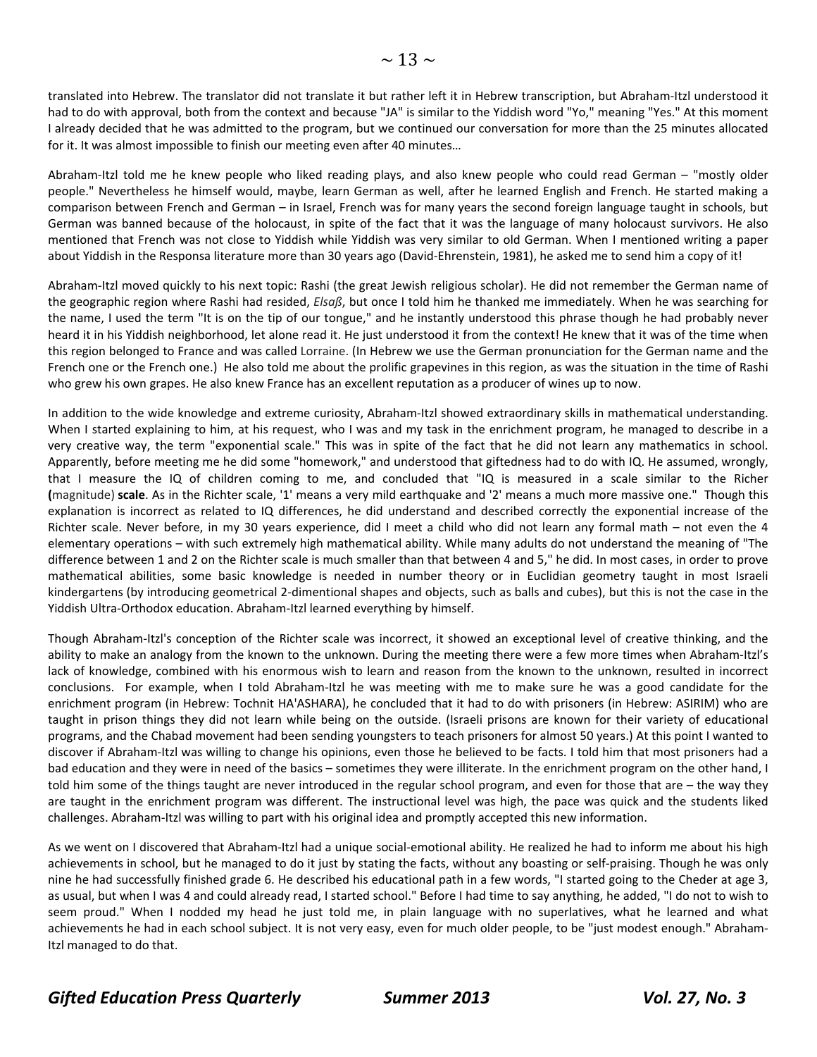translated into Hebrew. The translator did not translate it but rather left it in Hebrew transcription, but Abraham-Itzl understood it had to do with approval, both from the context and because "JA" is similar to the Yiddish word "Yo," meaning "Yes." At this moment I already decided that he was admitted to the program, but we continued our conversation for more than the 25 minutes allocated for it. It was almost impossible to finish our meeting even after 40 minutes…

Abraham-Itzl told me he knew people who liked reading plays, and also knew people who could read German – "mostly older people." Nevertheless he himself would, maybe, learn German as well, after he learned English and French. He started making a comparison between French and German – in Israel, French was for many years the second foreign language taught in schools, but German was banned because of the holocaust, in spite of the fact that it was the language of many holocaust survivors. He also mentioned that French was not close to Yiddish while Yiddish was very similar to old German. When I mentioned writing a paper about Yiddish in the Responsa literature more than 30 years ago (David-Ehrenstein, 1981), he asked me to send him a copy of it!

Abraham-Itzl moved quickly to his next topic: Rashi (the great Jewish religious scholar). He did not remember the German name of the geographic region where Rashi had resided, *Elsaß*, but once I told him he thanked me immediately. When he was searching for the name, I used the term "It is on the tip of our tongue," and he instantly understood this phrase though he had probably never heard it in his Yiddish neighborhood, let alone read it. He just understood it from the context! He knew that it was of the time when this region belonged to France and was called Lorraine. (In Hebrew we use the German pronunciation for the German name and the French one or the French one.) He also told me about the prolific grapevines in this region, as was the situation in the time of Rashi who grew his own grapes. He also knew France has an excellent reputation as a producer of wines up to now.

In addition to the wide knowledge and extreme curiosity, Abraham-Itzl showed extraordinary skills in mathematical understanding. When I started explaining to him, at his request, who I was and my task in the enrichment program, he managed to describe in a very creative way, the term "exponential scale." This was in spite of the fact that he did not learn any mathematics in school. Apparently, before meeting me he did some "homework," and understood that giftedness had to do with IQ. He assumed, wrongly, that I measure the IQ of children coming to me, and concluded that "IQ is measured in a scale similar to the Richer **(**magnitude) **scale**. As in the Richter scale, '1' means a very mild earthquake and '2' means a much more massive one." Though this explanation is incorrect as related to IQ differences, he did understand and described correctly the exponential increase of the Richter scale. Never before, in my 30 years experience, did I meet a child who did not learn any formal math – not even the 4 elementary operations – with such extremely high mathematical ability. While many adults do not understand the meaning of "The difference between 1 and 2 on the Richter scale is much smaller than that between 4 and 5," he did. In most cases, in order to prove mathematical abilities, some basic knowledge is needed in number theory or in Euclidian geometry taught in most Israeli kindergartens (by introducing geometrical 2-dimentional shapes and objects, such as balls and cubes), but this is not the case in the Yiddish Ultra-Orthodox education. Abraham-Itzl learned everything by himself.

Though Abraham-Itzl's conception of the Richter scale was incorrect, it showed an exceptional level of creative thinking, and the ability to make an analogy from the known to the unknown. During the meeting there were a few more times when Abraham-Itzl's lack of knowledge, combined with his enormous wish to learn and reason from the known to the unknown, resulted in incorrect conclusions. For example, when I told Abraham-Itzl he was meeting with me to make sure he was a good candidate for the enrichment program (in Hebrew: Tochnit HA'ASHARA), he concluded that it had to do with prisoners (in Hebrew: ASIRIM) who are taught in prison things they did not learn while being on the outside. (Israeli prisons are known for their variety of educational programs, and the Chabad movement had been sending youngsters to teach prisoners for almost 50 years.) At this point I wanted to discover if Abraham-Itzl was willing to change his opinions, even those he believed to be facts. I told him that most prisoners had a bad education and they were in need of the basics – sometimes they were illiterate. In the enrichment program on the other hand, I told him some of the things taught are never introduced in the regular school program, and even for those that are – the way they are taught in the enrichment program was different. The instructional level was high, the pace was quick and the students liked challenges. Abraham-Itzl was willing to part with his original idea and promptly accepted this new information.

As we went on I discovered that Abraham-Itzl had a unique social-emotional ability. He realized he had to inform me about his high achievements in school, but he managed to do it just by stating the facts, without any boasting or self-praising. Though he was only nine he had successfully finished grade 6. He described his educational path in a few words, "I started going to the Cheder at age 3, as usual, but when I was 4 and could already read, I started school." Before I had time to say anything, he added, "I do not to wish to seem proud." When I nodded my head he just told me, in plain language with no superlatives, what he learned and what achievements he had in each school subject. It is not very easy, even for much older people, to be "just modest enough." Abraham-Itzl managed to do that.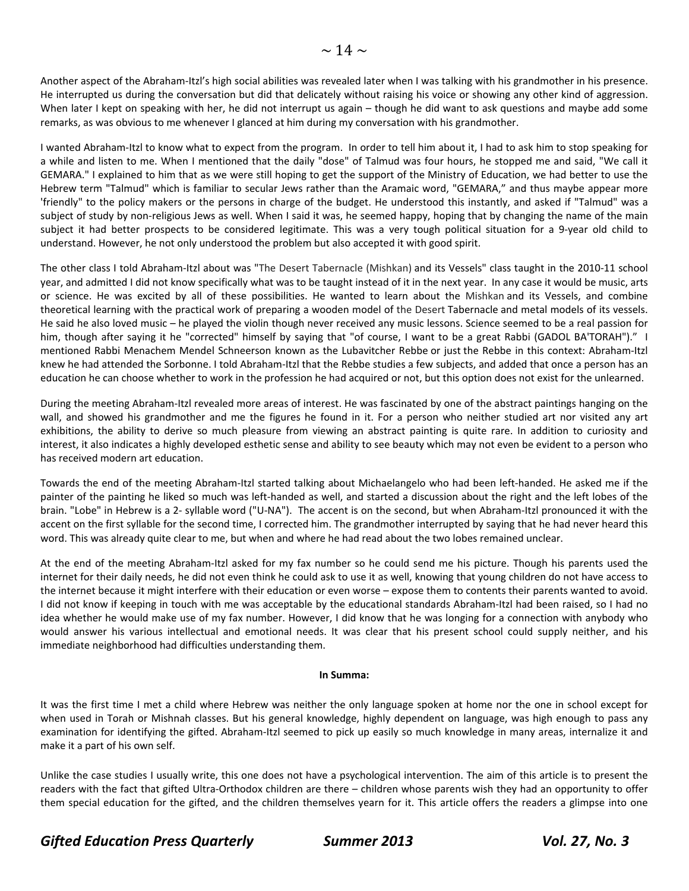Another aspect of the Abraham-Itzl's high social abilities was revealed later when I was talking with his grandmother in his presence. He interrupted us during the conversation but did that delicately without raising his voice or showing any other kind of aggression. When later I kept on speaking with her, he did not interrupt us again – though he did want to ask questions and maybe add some remarks, as was obvious to me whenever I glanced at him during my conversation with his grandmother.

I wanted Abraham-Itzl to know what to expect from the program. In order to tell him about it, I had to ask him to stop speaking for a while and listen to me. When I mentioned that the daily "dose" of Talmud was four hours, he stopped me and said, "We call it GEMARA." I explained to him that as we were still hoping to get the support of the Ministry of Education, we had better to use the Hebrew term "Talmud" which is familiar to secular Jews rather than the Aramaic word, "GEMARA," and thus maybe appear more 'friendly' to the policy makers or the persons in charge of the budget. He understood this instantly, and asked if "Talmud" was a subject of study by non-religious Jews as well. When I said it was, he seemed happy, hoping that by changing the name of the main subject it had better prospects to be considered legitimate. This was a very tough political situation for a 9-year old child to understand. However, he not only understood the problem but also accepted it with good spirit.

The other class I told Abraham-Itzl about was "The Desert Tabernacle (Mishkan) and its Vessels" class taught in the 2010-11 school year, and admitted I did not know specifically what was to be taught instead of it in the next year. In any case it would be music, arts or science. He was excited by all of these possibilities. He wanted to learn about the Mishkan and its Vessels, and combine theoretical learning with the practical work of preparing a wooden model of the Desert Tabernacle and metal models of its vessels. He said he also loved music – he played the violin though never received any music lessons. Science seemed to be a real passion for him, though after saying it he "corrected" himself by saying that "of course, I want to be a great Rabbi (GADOL BA'TORAH")." I mentioned Rabbi Menachem Mendel Schneerson known as the Lubavitcher Rebbe or just the Rebbe in this context: Abraham-Itzl knew he had attended the Sorbonne. I told Abraham-Itzl that the Rebbe studies a few subjects, and added that once a person has an education he can choose whether to work in the profession he had acquired or not, but this option does not exist for the unlearned.

During the meeting Abraham-Itzl revealed more areas of interest. He was fascinated by one of the abstract paintings hanging on the wall, and showed his grandmother and me the figures he found in it. For a person who neither studied art nor visited any art exhibitions, the ability to derive so much pleasure from viewing an abstract painting is quite rare. In addition to curiosity and interest, it also indicates a highly developed esthetic sense and ability to see beauty which may not even be evident to a person who has received modern art education.

Towards the end of the meeting Abraham-Itzl started talking about Michaelangelo who had been left-handed. He asked me if the painter of the painting he liked so much was left-handed as well, and started a discussion about the right and the left lobes of the brain. "Lobe" in Hebrew is a 2- syllable word ("U-NA"). The accent is on the second, but when Abraham-Itzl pronounced it with the accent on the first syllable for the second time, I corrected him. The grandmother interrupted by saying that he had never heard this word. This was already quite clear to me, but when and where he had read about the two lobes remained unclear.

At the end of the meeting Abraham-Itzl asked for my fax number so he could send me his picture. Though his parents used the internet for their daily needs, he did not even think he could ask to use it as well, knowing that young children do not have access to the internet because it might interfere with their education or even worse – expose them to contents their parents wanted to avoid. I did not know if keeping in touch with me was acceptable by the educational standards Abraham-Itzl had been raised, so I had no idea whether he would make use of my fax number. However, I did know that he was longing for a connection with anybody who would answer his various intellectual and emotional needs. It was clear that his present school could supply neither, and his immediate neighborhood had difficulties understanding them.

**In Summa:**

It was the first time I met a child where Hebrew was neither the only language spoken at home nor the one in school except for when used in Torah or Mishnah classes. But his general knowledge, highly dependent on language, was high enough to pass any examination for identifying the gifted. Abraham-Itzl seemed to pick up easily so much knowledge in many areas, internalize it and make it a part of his own self.

Unlike the case studies I usually write, this one does not have a psychological intervention. The aim of this article is to present the readers with the fact that gifted Ultra-Orthodox children are there – children whose parents wish they had an opportunity to offer them special education for the gifted, and the children themselves yearn for it. This article offers the readers a glimpse into one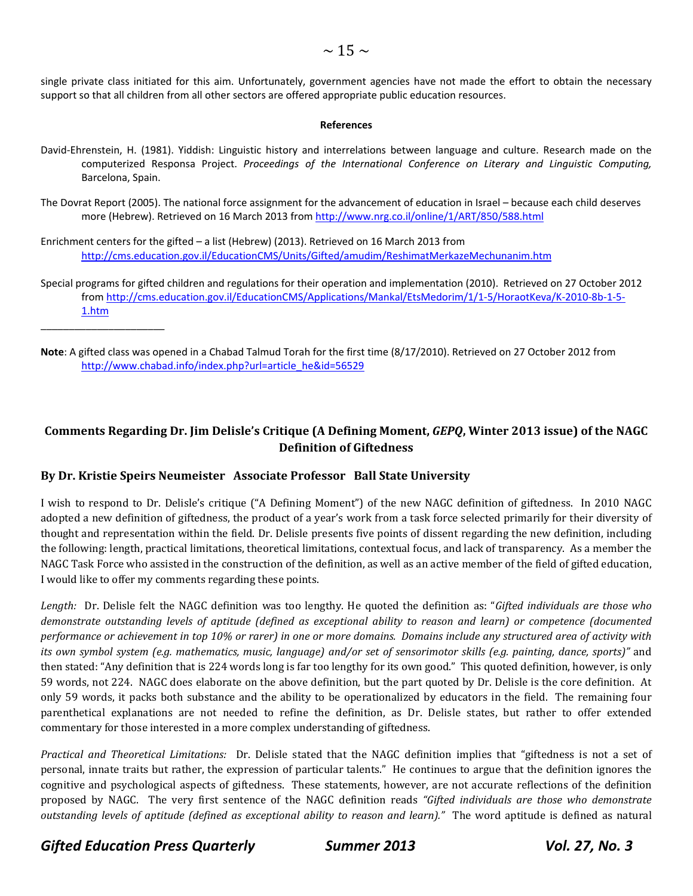single private class initiated for this aim. Unfortunately, government agencies have not made the effort to obtain the necessary support so that all children from all other sectors are offered appropriate public education resources.

**References**

David-Ehrenstein, H. (1981). Yiddish: Linguistic history and interrelations between language and culture. Research made on the computerized Responsa Project. *Proceedings of the International Conference on Literary and Linguistic Computing,* Barcelona, Spain.

The Dovrat Report (2005). The national force assignment for the advancement of education in Israel – because each child deserves more (Hebrew). Retrieved on 16 March 2013 from http://www.nrg.co.il/online/1/ART/850/588.html

Enrichment centers for the gifted – a list (Hebrew) (2013). Retrieved on 16 March 2013 from http://cms.education.gov.il/EducationCMS/Units/Gifted/amudim/ReshimatMerkazeMechunanim.htm

Special programs for gifted children and regulations for their operation and implementation (2010). Retrieved on 27 October 2012 from http://cms.education.gov.il/EducationCMS/Applications/Mankal/EtsMedorim/1/1-5/HoraotKeva/K-2010-8b-1-5-1.htm

________________________

**Note**: A gifted class was opened in a Chabad Talmud Torah for the first time (8/17/2010). Retrieved on 27 October 2012 from http://www.chabad.info/index.php?url=article_he&id=56529

## Comments Regarding Dr. Jim Delisle's Critique (A Defining Moment, *GEPQ*, Winter 2013 issue) of the NAGC Definition of Giftedness

### By Dr. Kristie Speirs Neumeister   Associate Professor   Ball State University

I wish to respond to Dr. Delisle's critique ("A Defining Moment") of the new NAGC definition of giftedness. In 2010 NAGC adopted a new definition of giftedness, the product of a year's work from a task force selected primarily for their diversity of thought and representation within the field. Dr. Delisle presents five points of dissent regarding the new definition, including the following: length, practical limitations, theoretical limitations, contextual focus, and lack of transparency. As a member the NAGC Task Force who assisted in the construction of the definition, as well as an active member of the field of gifted education, I would like to offer my comments regarding these points.

*Length:* Dr. Delisle felt the NAGC definition was too lengthy. He quoted the definition as: "*Gifted individuals are those who demonstrate outstanding levels of aptitude (defined as exceptional ability to reason and learn) or competence (documented performance or achievement in top 10% or rarer) in one or more domains. Domains include any structured area of activity with its own symbol system (e.g. mathematics, music, language) and/or set of sensorimotor skills (e.g. painting, dance, sports)"* and then stated: "Any definition that is 224 words long is far too lengthy for its own good." This quoted definition, however, is only 59 words, not 224. NAGC does elaborate on the above definition, but the part quoted by Dr. Delisle is the core definition. At only 59 words, it packs both substance and the ability to be operationalized by educators in the field. The remaining four parenthetical explanations are not needed to refine the definition, as Dr. Delisle states, but rather to offer extended commentary for those interested in a more complex understanding of giftedness.

*Practical and Theoretical Limitations:* Dr. Delisle stated that the NAGC definition implies that "giftedness is not a set of personal, innate traits but rather, the expression of particular talents." He continues to argue that the definition ignores the cognitive and psychological aspects of giftedness. These statements, however, are not accurate reflections of the definition proposed by NAGC. The very first sentence of the NAGC definition reads *"Gifted individuals are those who demonstrate outstanding levels of aptitude (defined as exceptional ability to reason and learn)."* The word aptitude is defined as natural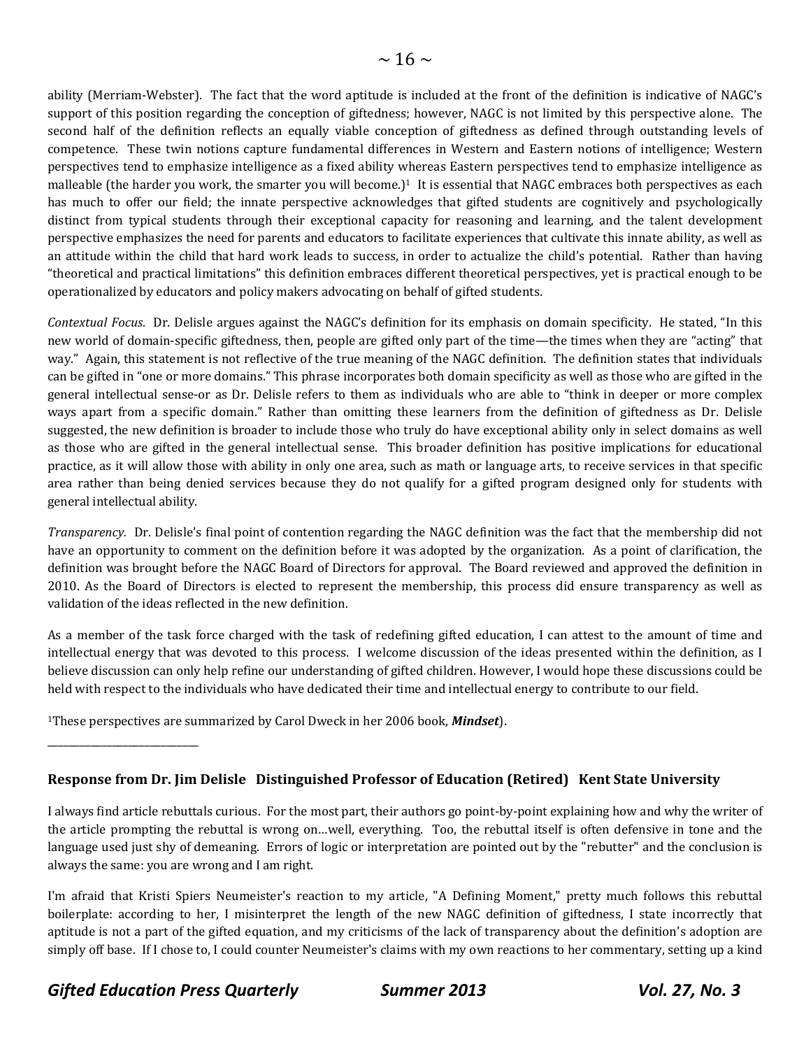ability (Merriam-Webster). The fact that the word aptitude is included at the front of the definition is indicative of NAGC's support of this position regarding the conception of giftedness; however, NAGC is not limited by this perspective alone. The second half of the definition reflects an equally viable conception of giftedness as defined through outstanding levels of competence. These twin notions capture fundamental differences in Western and Eastern notions of intelligence; Western perspectives tend to emphasize intelligence as a fixed ability whereas Eastern perspectives tend to emphasize intelligence as malleable (the harder you work, the smarter you will become.)[1] It is essential that NAGC embraces both perspectives as each has much to offer our field; the innate perspective acknowledges that gifted students are cognitively and psychologically distinct from typical students through their exceptional capacity for reasoning and learning, and the talent development perspective emphasizes the need for parents and educators to facilitate experiences that cultivate this innate ability, as well as an attitude within the child that hard work leads to success, in order to actualize the child's potential. Rather than having "theoretical and practical limitations" this definition embraces different theoretical perspectives, yet is practical enough to be operationalized by educators and policy makers advocating on behalf of gifted students.

*Contextual Focus*. Dr. Delisle argues against the NAGC's definition for its emphasis on domain specificity. He stated, "In this new world of domain-specific giftedness, then, people are gifted only part of the time—the times when they are "acting" that way." Again, this statement is not reflective of the true meaning of the NAGC definition. The definition states that individuals can be gifted in "one or more domains." This phrase incorporates both domain specificity as well as those who are gifted in the general intellectual sense-or as Dr. Delisle refers to them as individuals who are able to "think in deeper or more complex ways apart from a specific domain." Rather than omitting these learners from the definition of giftedness as Dr. Delisle suggested, the new definition is broader to include those who truly do have exceptional ability only in select domains as well as those who are gifted in the general intellectual sense. This broader definition has positive implications for educational practice, as it will allow those with ability in only one area, such as math or language arts, to receive services in that specific area rather than being denied services because they do not qualify for a gifted program designed only for students with general intellectual ability.

*Transparency.* Dr. Delisle's final point of contention regarding the NAGC definition was the fact that the membership did not have an opportunity to comment on the definition before it was adopted by the organization. As a point of clarification, the definition was brought before the NAGC Board of Directors for approval. The Board reviewed and approved the definition in 2010. As the Board of Directors is elected to represent the membership, this process did ensure transparency as well as validation of the ideas reflected in the new definition.

As a member of the task force charged with the task of redefining gifted education, I can attest to the amount of time and intellectual energy that was devoted to this process. I welcome discussion of the ideas presented within the definition, as I believe discussion can only help refine our understanding of gifted children. However, I would hope these discussions could be held with respect to the individuals who have dedicated their time and intellectual energy to contribute to our field.

[1]These perspectives are summarized by Carol Dweck in her 2006 book, ***Mindset***).

______________________________

**Response from Dr. Jim Delisle Distinguished Professor of Education (Retired) Kent State University**

I always find article rebuttals curious. For the most part, their authors go point-by-point explaining how and why the writer of the article prompting the rebuttal is wrong on…well, everything. Too, the rebuttal itself is often defensive in tone and the language used just shy of demeaning. Errors of logic or interpretation are pointed out by the "rebutter" and the conclusion is always the same: you are wrong and I am right.

I'm afraid that Kristi Spiers Neumeister's reaction to my article, "A Defining Moment," pretty much follows this rebuttal boilerplate: according to her, I misinterpret the length of the new NAGC definition of giftedness, I state incorrectly that aptitude is not a part of the gifted equation, and my criticisms of the lack of transparency about the definition's adoption are simply off base. If I chose to, I could counter Neumeister's claims with my own reactions to her commentary, setting up a kind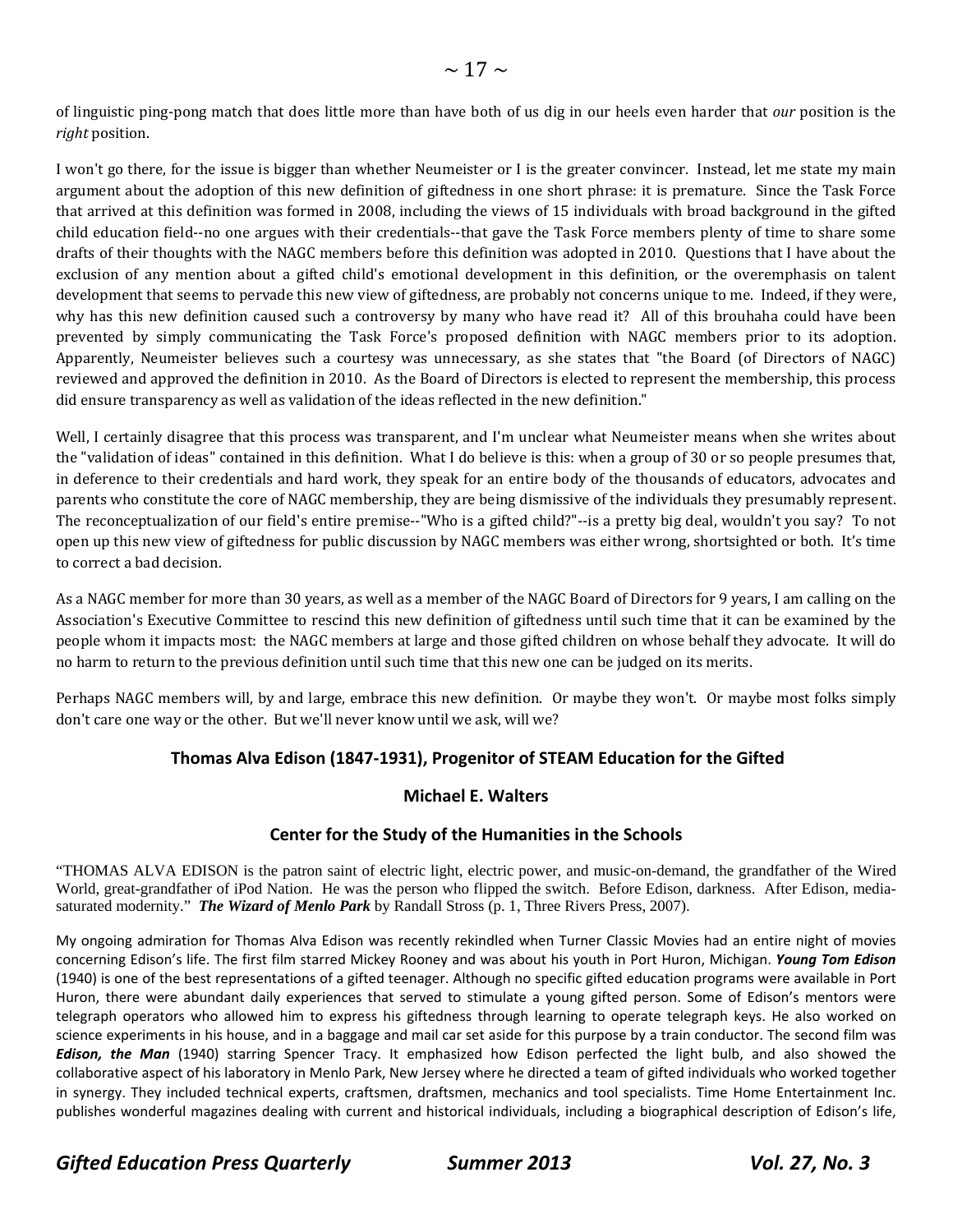of linguistic ping-pong match that does little more than have both of us dig in our heels even harder that *our* position is the *right* position.

I won't go there, for the issue is bigger than whether Neumeister or I is the greater convincer. Instead, let me state my main argument about the adoption of this new definition of giftedness in one short phrase: it is premature. Since the Task Force that arrived at this definition was formed in 2008, including the views of 15 individuals with broad background in the gifted child education field--no one argues with their credentials--that gave the Task Force members plenty of time to share some drafts of their thoughts with the NAGC members before this definition was adopted in 2010. Questions that I have about the exclusion of any mention about a gifted child's emotional development in this definition, or the overemphasis on talent development that seems to pervade this new view of giftedness, are probably not concerns unique to me. Indeed, if they were, why has this new definition caused such a controversy by many who have read it? All of this brouhaha could have been prevented by simply communicating the Task Force's proposed definition with NAGC members prior to its adoption. Apparently, Neumeister believes such a courtesy was unnecessary, as she states that "the Board (of Directors of NAGC) reviewed and approved the definition in 2010. As the Board of Directors is elected to represent the membership, this process did ensure transparency as well as validation of the ideas reflected in the new definition."

Well, I certainly disagree that this process was transparent, and I'm unclear what Neumeister means when she writes about the "validation of ideas" contained in this definition. What I do believe is this: when a group of 30 or so people presumes that, in deference to their credentials and hard work, they speak for an entire body of the thousands of educators, advocates and parents who constitute the core of NAGC membership, they are being dismissive of the individuals they presumably represent. The reconceptualization of our field's entire premise--"Who is a gifted child?"--is a pretty big deal, wouldn't you say? To not open up this new view of giftedness for public discussion by NAGC members was either wrong, shortsighted or both. It's time to correct a bad decision.

As a NAGC member for more than 30 years, as well as a member of the NAGC Board of Directors for 9 years, I am calling on the Association's Executive Committee to rescind this new definition of giftedness until such time that it can be examined by the people whom it impacts most: the NAGC members at large and those gifted children on whose behalf they advocate. It will do no harm to return to the previous definition until such time that this new one can be judged on its merits.

Perhaps NAGC members will, by and large, embrace this new definition. Or maybe they won't. Or maybe most folks simply don't care one way or the other. But we'll never know until we ask, will we?

## Thomas Alva Edison (1847-1931), Progenitor of STEAM Education for the Gifted

**Michael E. Walters**

**Center for the Study of the Humanities in the Schools**

"THOMAS ALVA EDISON is the patron saint of electric light, electric power, and music-on-demand, the grandfather of the Wired World, great-grandfather of iPod Nation. He was the person who flipped the switch. Before Edison, darkness. After Edison, media-saturated modernity." ***The Wizard of Menlo Park*** by Randall Stross (p. 1, Three Rivers Press, 2007).

My ongoing admiration for Thomas Alva Edison was recently rekindled when Turner Classic Movies had an entire night of movies concerning Edison's life. The first film starred Mickey Rooney and was about his youth in Port Huron, Michigan. ***Young Tom Edison*** (1940) is one of the best representations of a gifted teenager. Although no specific gifted education programs were available in Port Huron, there were abundant daily experiences that served to stimulate a young gifted person. Some of Edison's mentors were telegraph operators who allowed him to express his giftedness through learning to operate telegraph keys. He also worked on science experiments in his house, and in a baggage and mail car set aside for this purpose by a train conductor. The second film was ***Edison, the Man*** (1940) starring Spencer Tracy. It emphasized how Edison perfected the light bulb, and also showed the collaborative aspect of his laboratory in Menlo Park, New Jersey where he directed a team of gifted individuals who worked together in synergy. They included technical experts, craftsmen, draftsmen, mechanics and tool specialists. Time Home Entertainment Inc. publishes wonderful magazines dealing with current and historical individuals, including a biographical description of Edison's life,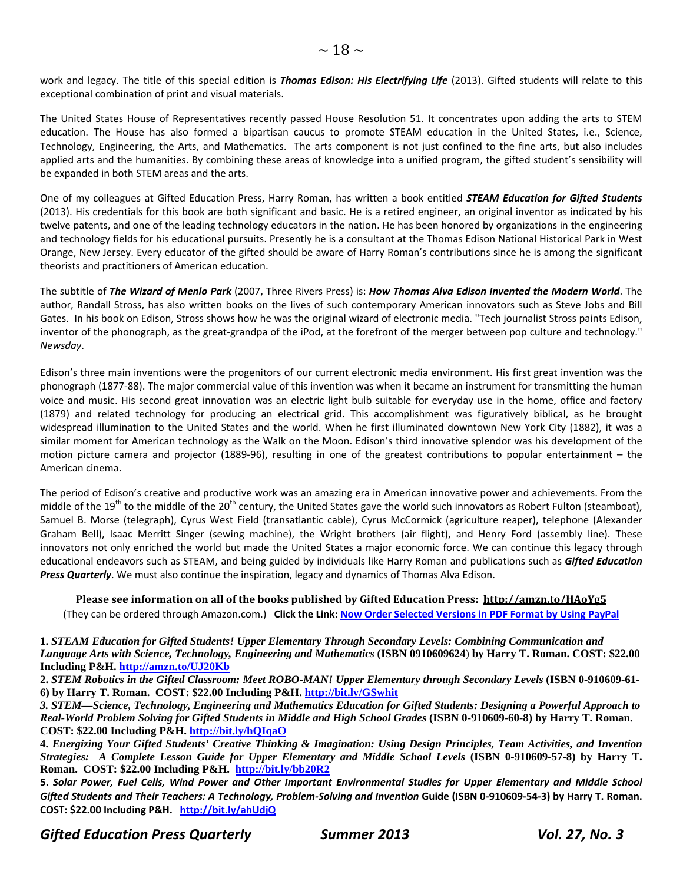work and legacy. The title of this special edition is ***Thomas Edison: His Electrifying Life*** (2013). Gifted students will relate to this exceptional combination of print and visual materials.

The United States House of Representatives recently passed House Resolution 51. It concentrates upon adding the arts to STEM education. The House has also formed a bipartisan caucus to promote STEAM education in the United States, i.e., Science, Technology, Engineering, the Arts, and Mathematics. The arts component is not just confined to the fine arts, but also includes applied arts and the humanities. By combining these areas of knowledge into a unified program, the gifted student's sensibility will be expanded in both STEM areas and the arts.

One of my colleagues at Gifted Education Press, Harry Roman, has written a book entitled ***STEAM Education for Gifted Students*** (2013). His credentials for this book are both significant and basic. He is a retired engineer, an original inventor as indicated by his twelve patents, and one of the leading technology educators in the nation. He has been honored by organizations in the engineering and technology fields for his educational pursuits. Presently he is a consultant at the Thomas Edison National Historical Park in West Orange, New Jersey. Every educator of the gifted should be aware of Harry Roman's contributions since he is among the significant theorists and practitioners of American education.

The subtitle of ***The Wizard of Menlo Park*** (2007, Three Rivers Press) is: ***How Thomas Alva Edison Invented the Modern World***. The author, Randall Stross, has also written books on the lives of such contemporary American innovators such as Steve Jobs and Bill Gates. In his book on Edison, Stross shows how he was the original wizard of electronic media. "Tech journalist Stross paints Edison, inventor of the phonograph, as the great-grandpa of the iPod, at the forefront of the merger between pop culture and technology." *Newsday*.

Edison's three main inventions were the progenitors of our current electronic media environment. His first great invention was the phonograph (1877-88). The major commercial value of this invention was when it became an instrument for transmitting the human voice and music. His second great innovation was an electric light bulb suitable for everyday use in the home, office and factory (1879) and related technology for producing an electrical grid. This accomplishment was figuratively biblical, as he brought widespread illumination to the United States and the world. When he first illuminated downtown New York City (1882), it was a similar moment for American technology as the Walk on the Moon. Edison's third innovative splendor was his development of the motion picture camera and projector (1889-96), resulting in one of the greatest contributions to popular entertainment – the American cinema.

The period of Edison's creative and productive work was an amazing era in American innovative power and achievements. From the middle of the 19th to the middle of the 20th century, the United States gave the world such innovators as Robert Fulton (steamboat), Samuel B. Morse (telegraph), Cyrus West Field (transatlantic cable), Cyrus McCormick (agriculture reaper), telephone (Alexander Graham Bell), Isaac Merritt Singer (sewing machine), the Wright brothers (air flight), and Henry Ford (assembly line). These innovators not only enriched the world but made the United States a major economic force. We can continue this legacy through educational endeavors such as STEAM, and being guided by individuals like Harry Roman and publications such as ***Gifted Education Press Quarterly***. We must also continue the inspiration, legacy and dynamics of Thomas Alva Edison.

**Please see information on all of the books published by Gifted Education Press: http://amzn.to/HAoYg5**
(They can be ordered through Amazon.com.) **Click the Link: Now Order Selected Versions in PDF Format by Using PayPal**

**1.** ***STEAM Education for Gifted Students! Upper Elementary Through Secondary Levels: Combining Communication and Language Arts with Science, Technology, Engineering and Mathematics*** **(ISBN 0910609624) by Harry T. Roman. COST: $22.00 Including P&H. http://amzn.to/UJ20Kb**

**2.** ***STEM Robotics in the Gifted Classroom: Meet ROBO-MAN! Upper Elementary through Secondary Levels*** **(ISBN 0-910609-61-6) by Harry T. Roman. COST: $22.00 Including P&H. http://bit.ly/GSwhit**

***3. STEM—Science, Technology, Engineering and Mathematics Education for Gifted Students: Designing a Powerful Approach to Real-World Problem Solving for Gifted Students in Middle and High School Grades*** **(ISBN 0-910609-60-8) by Harry T. Roman. COST: $22.00 Including P&H. http://bit.ly/hQIqaO**

**4.** ***Energizing Your Gifted Students' Creative Thinking & Imagination: Using Design Principles, Team Activities, and Invention Strategies: A Complete Lesson Guide for Upper Elementary and Middle School Levels*** **(ISBN 0-910609-57-8) by Harry T. Roman. COST: $22.00 Including P&H. http://bit.ly/bb20R2**

**5.** ***Solar Power, Fuel Cells, Wind Power and Other Important Environmental Studies for Upper Elementary and Middle School Gifted Students and Their Teachers: A Technology, Problem-Solving and Invention*** **Guide (ISBN 0-910609-54-3) by Harry T. Roman. COST: $22.00 Including P&H. http://bit.ly/ahUdjQ**